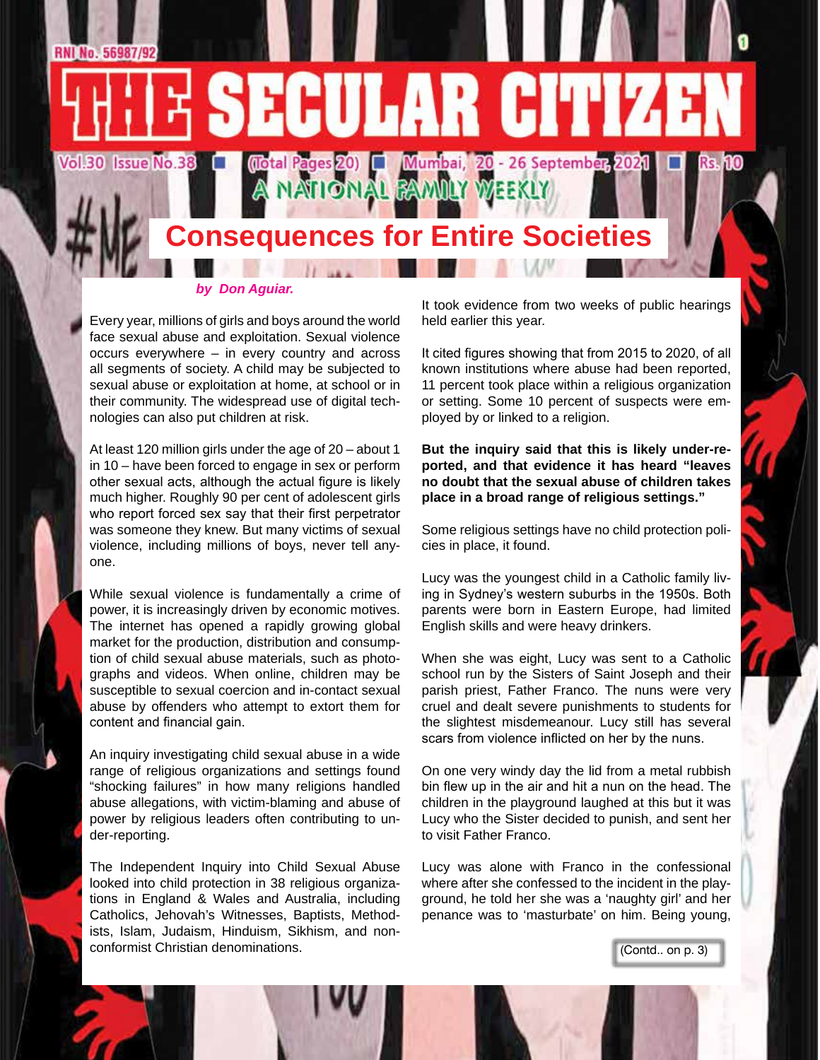# THE SECULAR CITIZEN

Vol.30 Issue No.38 ■ (Total Pages 20) ■ Mumbai, 20 - 26 September, 2021 ■ Rs. 10

A NATIONAL FAMILY WEEKLY

## Consequences for Entire Societies

***by Don Aguiar.***

Every year, millions of girls and boys around the world face sexual abuse and exploitation. Sexual violence occurs everywhere – in every country and across all segments of society. A child may be subjected to sexual abuse or exploitation at home, at school or in their community. The widespread use of digital technologies can also put children at risk.

At least 120 million girls under the age of 20 – about 1 in 10 – have been forced to engage in sex or perform other sexual acts, although the actual figure is likely much higher. Roughly 90 per cent of adolescent girls who report forced sex say that their first perpetrator was someone they knew. But many victims of sexual violence, including millions of boys, never tell anyone.

While sexual violence is fundamentally a crime of power, it is increasingly driven by economic motives. The internet has opened a rapidly growing global market for the production, distribution and consumption of child sexual abuse materials, such as photographs and videos. When online, children may be susceptible to sexual coercion and in-contact sexual abuse by offenders who attempt to extort them for content and financial gain.

An inquiry investigating child sexual abuse in a wide range of religious organizations and settings found "shocking failures" in how many religions handled abuse allegations, with victim-blaming and abuse of power by religious leaders often contributing to under-reporting.

The Independent Inquiry into Child Sexual Abuse looked into child protection in 38 religious organizations in England & Wales and Australia, including Catholics, Jehovah's Witnesses, Baptists, Methodists, Islam, Judaism, Hinduism, Sikhism, and nonconformist Christian denominations.

It took evidence from two weeks of public hearings held earlier this year.

It cited figures showing that from 2015 to 2020, of all known institutions where abuse had been reported, 11 percent took place within a religious organization or setting. Some 10 percent of suspects were employed by or linked to a religion.

**But the inquiry said that this is likely under-reported, and that evidence it has heard "leaves no doubt that the sexual abuse of children takes place in a broad range of religious settings."**

Some religious settings have no child protection policies in place, it found.

Lucy was the youngest child in a Catholic family living in Sydney's western suburbs in the 1950s. Both parents were born in Eastern Europe, had limited English skills and were heavy drinkers.

When she was eight, Lucy was sent to a Catholic school run by the Sisters of Saint Joseph and their parish priest, Father Franco. The nuns were very cruel and dealt severe punishments to students for the slightest misdemeanour. Lucy still has several scars from violence inflicted on her by the nuns.

On one very windy day the lid from a metal rubbish bin flew up in the air and hit a nun on the head. The children in the playground laughed at this but it was Lucy who the Sister decided to punish, and sent her to visit Father Franco.

Lucy was alone with Franco in the confessional where after she confessed to the incident in the playground, he told her she was a 'naughty girl' and her penance was to 'masturbate' on him. Being young,

(Contd.. on p. 3)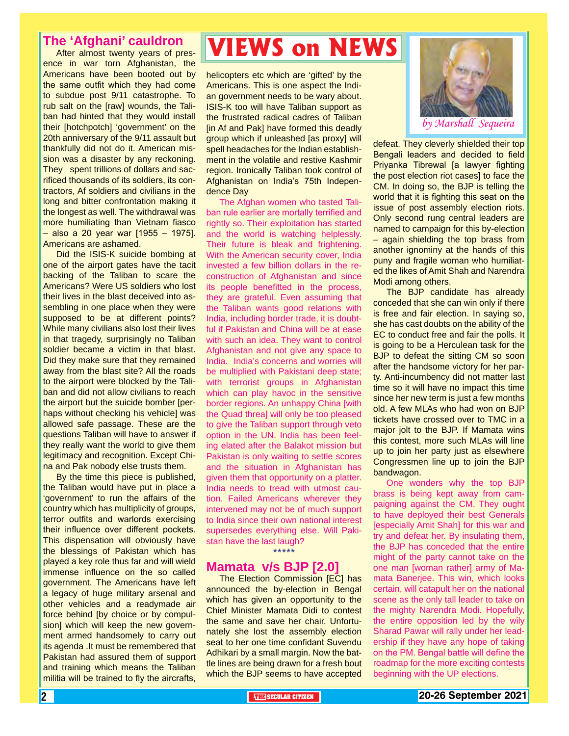# VIEWS on NEWS

*by Marshall Sequeira*

## The 'Afghani' cauldron

After almost twenty years of presence in war torn Afghanistan, the Americans have been booted out by the same outfit which they had come to subdue post 9/11 catastrophe. To rub salt on the [raw] wounds, the Taliban had hinted that they would install their [hotchpotch] 'government' on the 20th anniversary of the 9/11 assault but thankfully did not do it. American mission was a disaster by any reckoning. They spent trillions of dollars and sacrificed thousands of its soldiers, its contractors, Af soldiers and civilians in the long and bitter confrontation making it the longest as well. The withdrawal was more humiliating than Vietnam fiasco – also a 20 year war [1955 – 1975]. Americans are ashamed.

Did the ISIS-K suicide bombing at one of the airport gates have the tacit backing of the Taliban to scare the Americans? Were US soldiers who lost their lives in the blast deceived into assembling in one place when they were supposed to be at different points? While many civilians also lost their lives in that tragedy, surprisingly no Taliban soldier became a victim in that blast. Did they make sure that they remained away from the blast site? All the roads to the airport were blocked by the Taliban and did not allow civilians to reach the airport but the suicide bomber [perhaps without checking his vehicle] was allowed safe passage. These are the questions Taliban will have to answer if they really want the world to give them legitimacy and recognition. Except China and Pak nobody else trusts them.

By the time this piece is published, the Taliban would have put in place a 'government' to run the affairs of the country which has multiplicity of groups, terror outfits and warlords exercising their influence over different pockets. This dispensation will obviously have the blessings of Pakistan which has played a key role thus far and will wield immense influence on the so called government. The Americans have left a legacy of huge military arsenal and other vehicles and a readymade air force behind [by choice or by compulsion] which will keep the new government armed handsomely to carry out its agenda .It must be remembered that Pakistan had assured them of support and training which means the Taliban militia will be trained to fly the aircrafts, helicopters etc which are 'gifted' by the Americans. This is one aspect the Indian government needs to be wary about. ISIS-K too will have Taliban support as the frustrated radical cadres of Taliban [in Af and Pak] have formed this deadly group which if unleashed [as proxy] will spell headaches for the Indian establishment in the volatile and restive Kashmir region. Ironically Taliban took control of Afghanistan on India's 75th Independence Day

The Afghan women who tasted Taliban rule earlier are mortally terrified and rightly so. Their exploitation has started and the world is watching helplessly. Their future is bleak and frightening. With the American security cover, India invested a few billion dollars in the reconstruction of Afghanistan and since its people benefitted in the process, they are grateful. Even assuming that the Taliban wants good relations with India, including border trade, it is doubtful if Pakistan and China will be at ease with such an idea. They want to control Afghanistan and not give any space to India. India's concerns and worries will be multiplied with Pakistani deep state; with terrorist groups in Afghanistan which can play havoc in the sensitive border regions. An unhappy China [with the Quad threat] will only be too pleased to give the Taliban support through veto option in the UN. India has been feeling elated after the Balakot mission but Pakistan is only waiting to settle scores and the situation in Afghanistan has given them that opportunity on a platter. India needs to tread with utmost caution. Failed Americans wherever they intervened may not be of much support to India since their own national interest supersedes everything else. Will Pakistan have the last laugh?

*****

## Mamata v/s BJP [2.0]

The Election Commission [EC] has announced the by-election in Bengal which has given an opportunity to the Chief Minister Mamata Didi to contest the same and save her chair. Unfortunately she lost the assembly election seat to her one time confidant Suvendu Adhikari by a small margin. Now the battle lines are being drawn for a fresh bout which the BJP seems to have accepted defeat. They cleverly shielded their top Bengali leaders and decided to field Priyanka Tibrewal [a lawyer fighting the post election riot cases] to face the CM. In doing so, the BJP is telling the world that it is fighting this seat on the issue of post assembly election riots. Only second rung central leaders are named to campaign for this by-election – again shielding the top brass from another ignominy at the hands of this puny and fragile woman who humiliated the likes of Amit Shah and Narendra Modi among others.

The BJP candidate has already conceded that she can win only if there is free and fair election. In saying so, she has cast doubts on the ability of the EC to conduct free and fair the polls. It is going to be a Herculean task for the BJP to defeat the sitting CM so soon after the handsome victory for her party. Anti-incumbency did not matter last time so it will have no impact this time since her new term is just a few months old. A few MLAs who had won on BJP tickets have crossed over to TMC in a major jolt to the BJP. If Mamata wins this contest, more such MLAs will line up to join her party just as elsewhere Congressmen line up to join the BJP bandwagon.

One wonders why the top BJP brass is being kept away from campaigning against the CM. They ought to have deployed their best Generals [especially Amit Shah] for this war and try and defeat her. By insulating them, the BJP has conceded that the entire might of the party cannot take on the one man [woman rather] army of Mamata Banerjee. This win, which looks certain, will catapult her on the national scene as the only tall leader to take on the mighty Narendra Modi. Hopefully, the entire opposition led by the wily Sharad Pawar will rally under her leadership if they have any hope of taking on the PM. Bengal battle will define the roadmap for the more exciting contests beginning with the UP elections.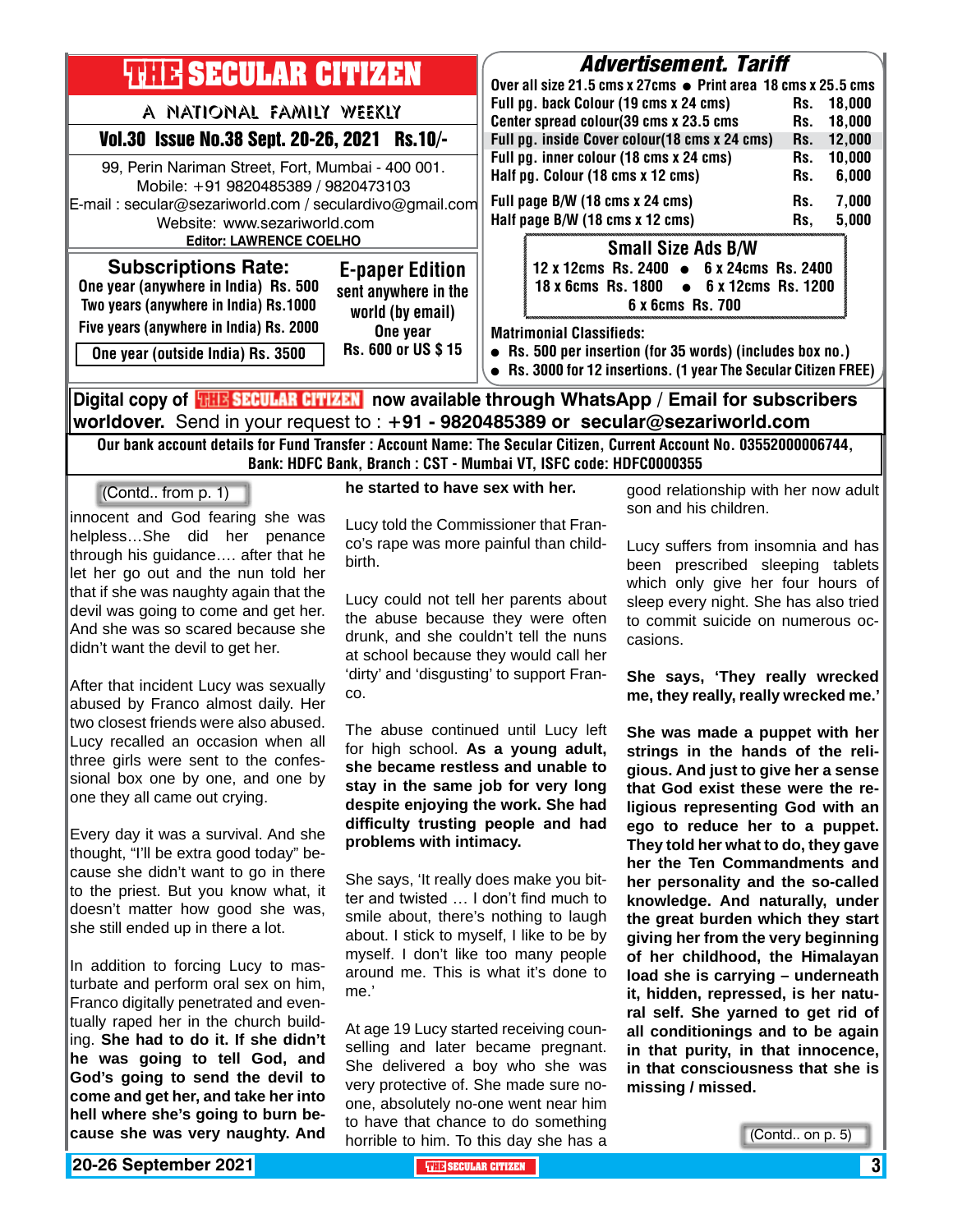# THE SECULAR CITIZEN

A NATIONAL FAMILY WEEKLY

**Vol.30 Issue No.38 Sept. 20-26, 2021 Rs.10/-**

99, Perin Nariman Street, Fort, Mumbai - 400 001.
Mobile: +91 9820485389 / 9820473103
E-mail : secular@sezariworld.com / seculardivo@gmail.com
Website: www.sezariworld.com
**Editor: LAWRENCE COELHO**

## Subscriptions Rate:

One year (anywhere in India) Rs. 500
Two years (anywhere in India) Rs.1000
Five years (anywhere in India) Rs. 2000
One year (outside India) Rs. 3500

## E-paper Edition

sent anywhere in the world (by email)
One year
Rs. 600 or US $ 15

## Advertisement. Tariff

Over all size 21.5 cms x 27cms ● Print area 18 cms x 25.5 cms

| | | |
|---|---|---|
| Full pg. back Colour (19 cms x 24 cms) | Rs. | 18,000 |
| Center spread colour(39 cms x 23.5 cms | Rs. | 18,000 |
| Full pg. inside Cover colour(18 cms x 24 cms) | Rs. | 12,000 |
| Full pg. inner colour (18 cms x 24 cms) | Rs. | 10,000 |
| Half pg. Colour (18 cms x 12 cms) | Rs. | 6,000 |
| Full page B/W (18 cms x 24 cms) | Rs. | 7,000 |
| Half page B/W (18 cms x 12 cms) | Rs, | 5,000 |

### Small Size Ads B/W

12 x 12cms Rs. 2400 ● 6 x 24cms Rs. 2400
18 x 6cms Rs. 1800 ● 6 x 12cms Rs. 1200
6 x 6cms Rs. 700

**Matrimonial Classifieds:**

- Rs. 500 per insertion (for 35 words) (includes box no.)
- Rs. 3000 for 12 insertions. (1 year The Secular Citizen FREE)

**Digital copy of THE SECULAR CITIZEN now available through WhatsApp / Email for subscribers worldover.** Send in your request to : **+91 - 9820485389 or secular@sezariworld.com**

**Our bank account details for Fund Transfer : Account Name: The Secular Citizen, Current Account No. 03552000006744, Bank: HDFC Bank, Branch : CST - Mumbai VT, ISFC code: HDFC0000355**

---

(Contd.. from p. 1)

innocent and God fearing she was helpless…She did her penance through his guidance…. after that he let her go out and the nun told her that if she was naughty again that the devil was going to come and get her. And she was so scared because she didn't want the devil to get her.

After that incident Lucy was sexually abused by Franco almost daily. Her two closest friends were also abused. Lucy recalled an occasion when all three girls were sent to the confessional box one by one, and one by one they all came out crying.

Every day it was a survival. And she thought, "I'll be extra good today" because she didn't want to go in there to the priest. But you know what, it doesn't matter how good she was, she still ended up in there a lot.

In addition to forcing Lucy to masturbate and perform oral sex on him, Franco digitally penetrated and eventually raped her in the church building. **She had to do it. If she didn't he was going to tell God, and God's going to send the devil to come and get her, and take her into hell where she's going to burn because she was very naughty. And he started to have sex with her.**

Lucy told the Commissioner that Franco's rape was more painful than childbirth.

Lucy could not tell her parents about the abuse because they were often drunk, and she couldn't tell the nuns at school because they would call her 'dirty' and 'disgusting' to support Franco.

The abuse continued until Lucy left for high school. **As a young adult, she became restless and unable to stay in the same job for very long despite enjoying the work. She had difficulty trusting people and had problems with intimacy.**

She says, 'It really does make you bitter and twisted … I don't find much to smile about, there's nothing to laugh about. I stick to myself, I like to be by myself. I don't like too many people around me. This is what it's done to me.'

At age 19 Lucy started receiving counselling and later became pregnant. She delivered a boy who she was very protective of. She made sure no-one, absolutely no-one went near him to have that chance to do something horrible to him. To this day she has a good relationship with her now adult son and his children.

Lucy suffers from insomnia and has been prescribed sleeping tablets which only give her four hours of sleep every night. She has also tried to commit suicide on numerous occasions.

**She says, 'They really wrecked me, they really, really wrecked me.'**

**She was made a puppet with her strings in the hands of the religious. And just to give her a sense that God exist these were the religious representing God with an ego to reduce her to a puppet. They told her what to do, they gave her the Ten Commandments and her personality and the so-called knowledge. And naturally, under the great burden which they start giving her from the very beginning of her childhood, the Himalayan load she is carrying – underneath it, hidden, repressed, is her natural self. She yarned to get rid of all conditionings and to be again in that purity, in that innocence, in that consciousness that she is missing / missed.**

(Contd.. on p. 5)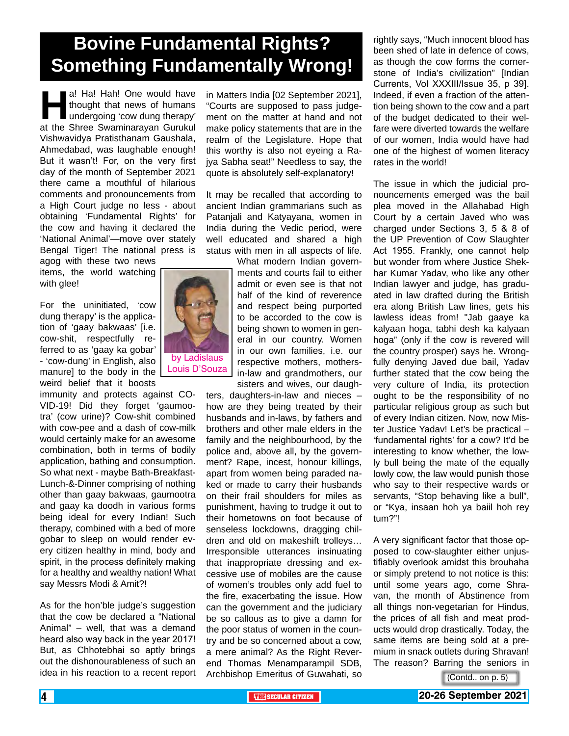# Bovine Fundamental Rights? Something Fundamentally Wrong!

by Ladislaus Louis D'Souza

Ha! Ha! Hah! One would have thought that news of humans undergoing 'cow dung therapy' at the Shree Swaminarayan Gurukul Vishwavidya Pratisthanam Gaushala, Ahmedabad, was laughable enough! But it wasn't! For, on the very first day of the month of September 2021 there came a mouthful of hilarious comments and pronouncements from a High Court judge no less - about obtaining 'Fundamental Rights' for the cow and having it declared the 'National Animal'—move over stately Bengal Tiger! The national press is agog with these two news items, the world watching with glee!

For the uninitiated, 'cow dung therapy' is the application of 'gaay bakwaas' [i.e. cow-shit, respectfully referred to as 'gaay ka gobar' - 'cow-dung' in English, also manure] to the body in the weird belief that it boosts immunity and protects against COVID-19! Did they forget 'gaumootra' (cow urine)? Cow-shit combined with cow-pee and a dash of cow-milk would certainly make for an awesome combination, both in terms of bodily application, bathing and consumption. So what next - maybe Bath-Breakfast-Lunch-&-Dinner comprising of nothing other than gaay bakwaas, gaumootra and gaay ka doodh in various forms being ideal for every Indian! Such therapy, combined with a bed of more gobar to sleep on would render every citizen healthy in mind, body and spirit, in the process definitely making for a healthy and wealthy nation! What say Messrs Modi & Amit?!

As for the hon'ble judge's suggestion that the cow be declared a "National Animal" – well, that was a demand heard also way back in the year 2017! But, as Chhotebhai so aptly brings out the dishonourableness of such an idea in his reaction to a recent report in Matters India [02 September 2021], "Courts are supposed to pass judgement on the matter at hand and not make policy statements that are in the realm of the Legislature. Hope that this worthy is also not eyeing a Rajya Sabha seat!" Needless to say, the quote is absolutely self-explanatory!

It may be recalled that according to ancient Indian grammarians such as Patanjali and Katyayana, women in India during the Vedic period, were well educated and shared a high status with men in all aspects of life. What modern Indian governments and courts fail to either admit or even see is that not half of the kind of reverence and respect being purported to be accorded to the cow is being shown to women in general in our country. Women in our own families, i.e. our respective mothers, mothers-in-law and grandmothers, our sisters and wives, our daughters, daughters-in-law and nieces – how are they being treated by their husbands and in-laws, by fathers and brothers and other male elders in the family and the neighbourhood, by the police and, above all, by the government? Rape, incest, honour killings, apart from women being paraded naked or made to carry their husbands on their frail shoulders for miles as punishment, having to trudge it out to their hometowns on foot because of senseless lockdowns, dragging children and old on makeshift trolleys… Irresponsible utterances insinuating that inappropriate dressing and excessive use of mobiles are the cause of women's troubles only add fuel to the fire, exacerbating the issue. How can the government and the judiciary be so callous as to give a damn for the poor status of women in the country and be so concerned about a cow, a mere animal? As the Right Reverend Thomas Menamparampil SDB, Archbishop Emeritus of Guwahati, so rightly says, "Much innocent blood has been shed of late in defence of cows, as though the cow forms the corner-stone of India's civilization" [Indian Currents, Vol XXXIII/Issue 35, p 39]. Indeed, if even a fraction of the attention being shown to the cow and a part of the budget dedicated to their welfare were diverted towards the welfare of our women, India would have had one of the highest of women literacy rates in the world!

The issue in which the judicial pronouncements emerged was the bail plea moved in the Allahabad High Court by a certain Javed who was charged under Sections 3, 5 & 8 of the UP Prevention of Cow Slaughter Act 1955. Frankly, one cannot help but wonder from where Justice Shekhar Kumar Yadav, who like any other Indian lawyer and judge, has graduated in law drafted during the British era along British Law lines, gets his lawless ideas from! "Jab gaaye ka kalyaan hoga, tabhi desh ka kalyaan hoga" (only if the cow is revered will the country prosper) says he. Wrongfully denying Javed due bail, Yadav further stated that the cow being the very culture of India, its protection ought to be the responsibility of no particular religious group as such but of every Indian citizen. Now, now Mister Justice Yadav! Let's be practical – 'fundamental rights' for a cow? It'd be interesting to know whether, the lowly bull being the mate of the equally lowly cow, the law would punish those who say to their respective wards or servants, "Stop behaving like a bull", or "Kya, insaan hoh ya baiil hoh rey tum?"!

A very significant factor that those opposed to cow-slaughter either unjustifiably overlook amidst this brouhaha or simply pretend to not notice is this: until some years ago, come Shravan, the month of Abstinence from all things non-vegetarian for Hindus, the prices of all fish and meat products would drop drastically. Today, the same items are being sold at a premium in snack outlets during Shravan! The reason? Barring the seniors in

(Contd.. on p. 5)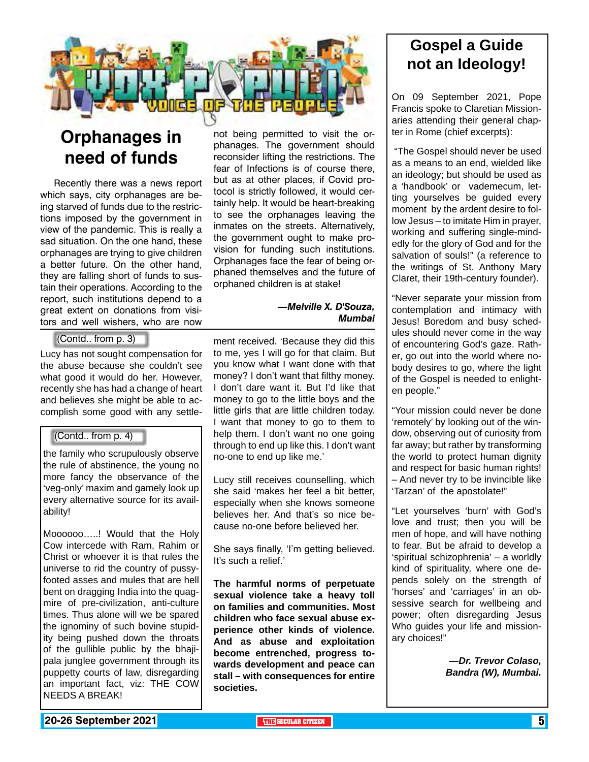# VOX POPULI

VOICE OF THE PEOPLE

## Orphanages in need of funds

Recently there was a news report which says, city orphanages are being starved of funds due to the restrictions imposed by the government in view of the pandemic. This is really a sad situation. On the one hand, these orphanages are trying to give children a better future. On the other hand, they are falling short of funds to sustain their operations. According to the report, such institutions depend to a great extent on donations from visitors and well wishers, who are now not being permitted to visit the orphanages. The government should reconsider lifting the restrictions. The fear of Infections is of course there, but as at other places, if Covid protocol is strictly followed, it would certainly help. It would be heart-breaking to see the orphanages leaving the inmates on the streets. Alternatively, the government ought to make provision for funding such institutions. Orphanages face the fear of being orphaned themselves and the future of orphaned children is at stake!

***—Melville X. D'Souza, Mumbai***

(Contd.. from p. 3)

Lucy has not sought compensation for the abuse because she couldn't see what good it would do her. However, recently she has had a change of heart and believes she might be able to accomplish some good with any settlement received. 'Because they did this to me, yes I will go for that claim. But you know what I want done with that money? I don't want that filthy money. I don't dare want it. But I'd like that money to go to the little boys and the little girls that are little children today. I want that money to go to them to help them. I don't want no one going through to end up like this. I don't want no-one to end up like me.'

Lucy still receives counselling, which she said 'makes her feel a bit better, especially when she knows someone believes her. And that's so nice because no-one before believed her.

She says finally, 'I'm getting believed. It's such a relief.'

**The harmful norms of perpetuate sexual violence take a heavy toll on families and communities. Most children who face sexual abuse experience other kinds of violence. And as abuse and exploitation become entrenched, progress towards development and peace can stall – with consequences for entire societies.**

(Contd.. from p. 4)

the family who scrupulously observe the rule of abstinence, the young no more fancy the observance of the 'veg-only' maxim and gamely look up every alternative source for its availability!

Moooooo…..! Would that the Holy Cow intercede with Ram, Rahim or Christ or whoever it is that rules the universe to rid the country of pussy-footed asses and mules that are hell bent on dragging India into the quagmire of pre-civilization, anti-culture times. Thus alone will we be spared the ignominy of such bovine stupidity being pushed down the throats of the gullible public by the bhajipala junglee government through its puppetty courts of law, disregarding an important fact, viz: THE COW NEEDS A BREAK!

## Gospel a Guide not an Ideology!

On 09 September 2021, Pope Francis spoke to Claretian Missionaries attending their general chapter in Rome (chief excerpts):

"The Gospel should never be used as a means to an end, wielded like an ideology; but should be used as a 'handbook' or vademecum, letting yourselves be guided every moment by the ardent desire to follow Jesus – to imitate Him in prayer, working and suffering single-mindedly for the glory of God and for the salvation of souls!" (a reference to the writings of St. Anthony Mary Claret, their 19th-century founder).

"Never separate your mission from contemplation and intimacy with Jesus! Boredom and busy schedules should never come in the way of encountering God's gaze. Rather, go out into the world where nobody desires to go, where the light of the Gospel is needed to enlighten people."

"Your mission could never be done 'remotely' by looking out of the window, observing out of curiosity from far away; but rather by transforming the world to protect human dignity and respect for basic human rights! – And never try to be invincible like 'Tarzan' of the apostolate!"

"Let yourselves 'burn' with God's love and trust; then you will be men of hope, and will have nothing to fear. But be afraid to develop a 'spiritual schizophrenia' – a worldly kind of spirituality, where one depends solely on the strength of 'horses' and 'carriages' in an obsessive search for wellbeing and power; often disregarding Jesus Who guides your life and missionary choices!"

***—Dr. Trevor Colaso, Bandra (W), Mumbai.***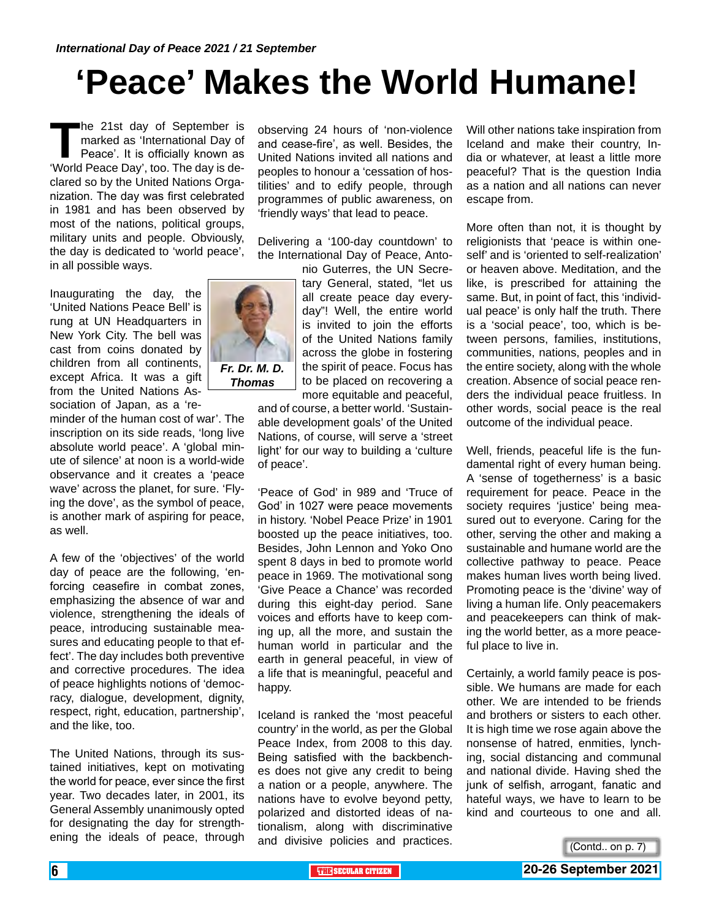*International Day of Peace 2021 / 21 September*

# 'Peace' Makes the World Humane!

The 21st day of September is marked as 'International Day of Peace'. It is officially known as 'World Peace Day', too. The day is declared so by the United Nations Organization. The day was first celebrated in 1981 and has been observed by most of the nations, political groups, military units and people. Obviously, the day is dedicated to 'world peace', in all possible ways.

Inaugurating the day, the 'United Nations Peace Bell' is rung at UN Headquarters in New York City. The bell was cast from coins donated by children from all continents, except Africa. It was a gift from the United Nations Association of Japan, as a 'reminder of the human cost of war'. The inscription on its side reads, 'long live absolute world peace'. A 'global minute of silence' at noon is a world-wide observance and it creates a 'peace wave' across the planet, for sure. 'Flying the dove', as the symbol of peace, is another mark of aspiring for peace, as well.

A few of the 'objectives' of the world day of peace are the following, 'enforcing ceasefire in combat zones, emphasizing the absence of war and violence, strengthening the ideals of peace, introducing sustainable measures and educating people to that effect'. The day includes both preventive and corrective procedures. The idea of peace highlights notions of 'democracy, dialogue, development, dignity, respect, right, education, partnership', and the like, too.

The United Nations, through its sustained initiatives, kept on motivating the world for peace, ever since the first year. Two decades later, in 2001, its General Assembly unanimously opted for designating the day for strengthening the ideals of peace, through observing 24 hours of 'non-violence and cease-fire', as well. Besides, the United Nations invited all nations and peoples to honour a 'cessation of hostilities' and to edify people, through programmes of public awareness, on 'friendly ways' that lead to peace.

***Fr. Dr. M. D. Thomas***

Delivering a '100-day countdown' to the International Day of Peace, Antonio Guterres, the UN Secretary General, stated, "let us all create peace day everyday"! Well, the entire world is invited to join the efforts of the United Nations family across the globe in fostering the spirit of peace. Focus has to be placed on recovering a more equitable and peaceful, and of course, a better world. 'Sustainable development goals' of the United Nations, of course, will serve a 'street light' for our way to building a 'culture of peace'.

'Peace of God' in 989 and 'Truce of God' in 1027 were peace movements in history. 'Nobel Peace Prize' in 1901 boosted up the peace initiatives, too. Besides, John Lennon and Yoko Ono spent 8 days in bed to promote world peace in 1969. The motivational song 'Give Peace a Chance' was recorded during this eight-day period. Sane voices and efforts have to keep coming up, all the more, and sustain the human world in particular and the earth in general peaceful, in view of a life that is meaningful, peaceful and happy.

Iceland is ranked the 'most peaceful country' in the world, as per the Global Peace Index, from 2008 to this day. Being satisfied with the backbenches does not give any credit to being a nation or a people, anywhere. The nations have to evolve beyond petty, polarized and distorted ideas of nationalism, along with discriminative and divisive policies and practices. Will other nations take inspiration from Iceland and make their country, India or whatever, at least a little more peaceful? That is the question India as a nation and all nations can never escape from.

More often than not, it is thought by religionists that 'peace is within oneself' and is 'oriented to self-realization' or heaven above. Meditation, and the like, is prescribed for attaining the same. But, in point of fact, this 'individual peace' is only half the truth. There is a 'social peace', too, which is between persons, families, institutions, communities, nations, peoples and in the entire society, along with the whole creation. Absence of social peace renders the individual peace fruitless. In other words, social peace is the real outcome of the individual peace.

Well, friends, peaceful life is the fundamental right of every human being. A 'sense of togetherness' is a basic requirement for peace. Peace in the society requires 'justice' being measured out to everyone. Caring for the other, serving the other and making a sustainable and humane world are the collective pathway to peace. Peace makes human lives worth being lived. Promoting peace is the 'divine' way of living a human life. Only peacemakers and peacekeepers can think of making the world better, as a more peaceful place to live in.

Certainly, a world family peace is possible. We humans are made for each other. We are intended to be friends and brothers or sisters to each other. It is high time we rose again above the nonsense of hatred, enmities, lynching, social distancing and communal and national divide. Having shed the junk of selfish, arrogant, fanatic and hateful ways, we have to learn to be kind and courteous to one and all.

(Contd.. on p. 7)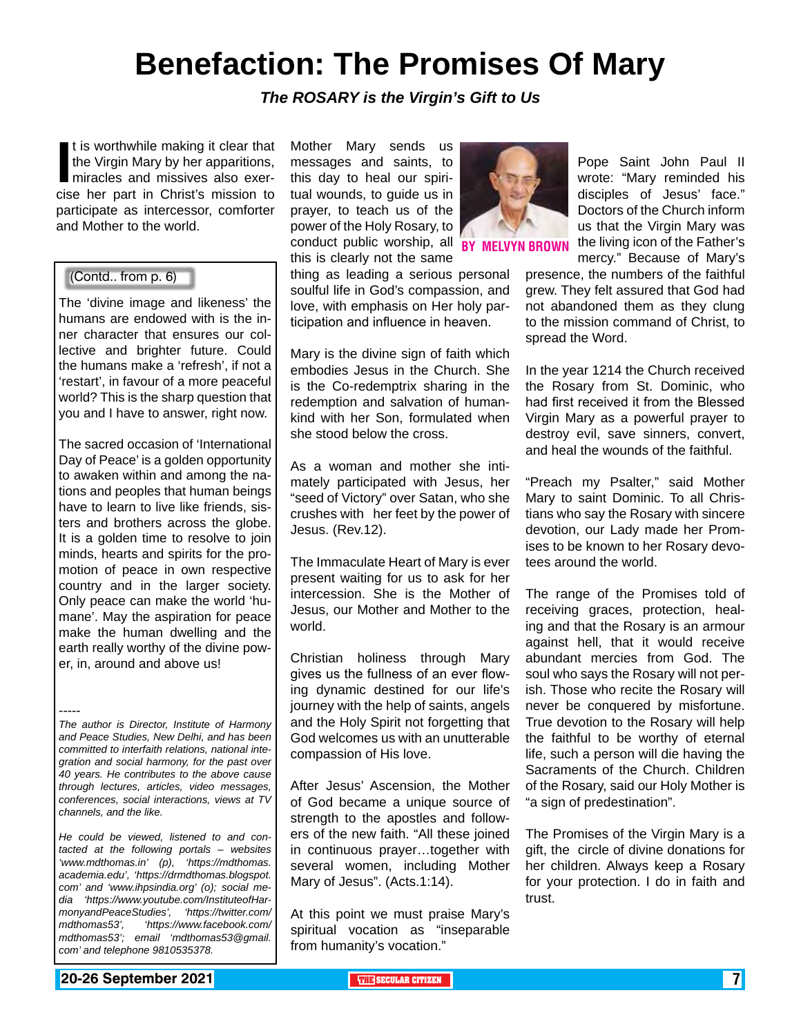# Benefaction: The Promises Of Mary

***The ROSARY is the Virgin's Gift to Us***

BY MELVYN BROWN

It is worthwhile making it clear that the Virgin Mary by her apparitions, miracles and missives also exercise her part in Christ's mission to participate as intercessor, comforter and Mother to the world.

Mother Mary sends us messages and saints, to this day to heal our spiritual wounds, to guide us in prayer, to teach us of the power of the Holy Rosary, to conduct public worship, all this is clearly not the same thing as leading a serious personal soulful life in God's compassion, and love, with emphasis on Her holy participation and influence in heaven.

Mary is the divine sign of faith which embodies Jesus in the Church. She is the Co-redemptrix sharing in the redemption and salvation of humankind with her Son, formulated when she stood below the cross.

As a woman and mother she intimately participated with Jesus, her "seed of Victory" over Satan, who she crushes with her feet by the power of Jesus. (Rev.12).

The Immaculate Heart of Mary is ever present waiting for us to ask for her intercession. She is the Mother of Jesus, our Mother and Mother to the world.

Christian holiness through Mary gives us the fullness of an ever flowing dynamic destined for our life's journey with the help of saints, angels and the Holy Spirit not forgetting that God welcomes us with an unutterable compassion of His love.

After Jesus' Ascension, the Mother of God became a unique source of strength to the apostles and followers of the new faith. "All these joined in continuous prayer…together with several women, including Mother Mary of Jesus". (Acts.1:14).

At this point we must praise Mary's spiritual vocation as "inseparable from humanity's vocation."

Pope Saint John Paul II wrote: "Mary reminded his disciples of Jesus' face." Doctors of the Church inform us that the Virgin Mary was the living icon of the Father's mercy." Because of Mary's presence, the numbers of the faithful grew. They felt assured that God had not abandoned them as they clung to the mission command of Christ, to spread the Word.

In the year 1214 the Church received the Rosary from St. Dominic, who had first received it from the Blessed Virgin Mary as a powerful prayer to destroy evil, save sinners, convert, and heal the wounds of the faithful.

"Preach my Psalter," said Mother Mary to saint Dominic. To all Christians who say the Rosary with sincere devotion, our Lady made her Promises to be known to her Rosary devotees around the world.

The range of the Promises told of receiving graces, protection, healing and that the Rosary is an armour against hell, that it would receive abundant mercies from God. The soul who says the Rosary will not perish. Those who recite the Rosary will never be conquered by misfortune. True devotion to the Rosary will help the faithful to be worthy of eternal life, such a person will die having the Sacraments of the Church. Children of the Rosary, said our Holy Mother is "a sign of predestination".

The Promises of the Virgin Mary is a gift, the circle of divine donations for her children. Always keep a Rosary for your protection. I do in faith and trust.

---

(Contd.. from p. 6)

The 'divine image and likeness' the humans are endowed with is the inner character that ensures our collective and brighter future. Could the humans make a 'refresh', if not a 'restart', in favour of a more peaceful world? This is the sharp question that you and I have to answer, right now.

The sacred occasion of 'International Day of Peace' is a golden opportunity to awaken within and among the nations and peoples that human beings have to learn to live like friends, sisters and brothers across the globe. It is a golden time to resolve to join minds, hearts and spirits for the promotion of peace in own respective country and in the larger society. Only peace can make the world 'humane'. May the aspiration for peace make the human dwelling and the earth really worthy of the divine power, in, around and above us!

-----

*The author is Director, Institute of Harmony and Peace Studies, New Delhi, and has been committed to interfaith relations, national integration and social harmony, for the past over 40 years. He contributes to the above cause through lectures, articles, video messages, conferences, social interactions, views at TV channels, and the like.*

*He could be viewed, listened to and contacted at the following portals – websites 'www.mdthomas.in' (p), 'https://mdthomas.academia.edu', 'https://drmdthomas.blogspot.com' and 'www.ihpsindia.org' (o); social media 'https://www.youtube.com/InstituteofHarmonyandPeaceStudies', 'https://twitter.com/mdthomas53', 'https://www.facebook.com/mdthomas53'; email 'mdthomas53@gmail.com' and telephone 9810535378.*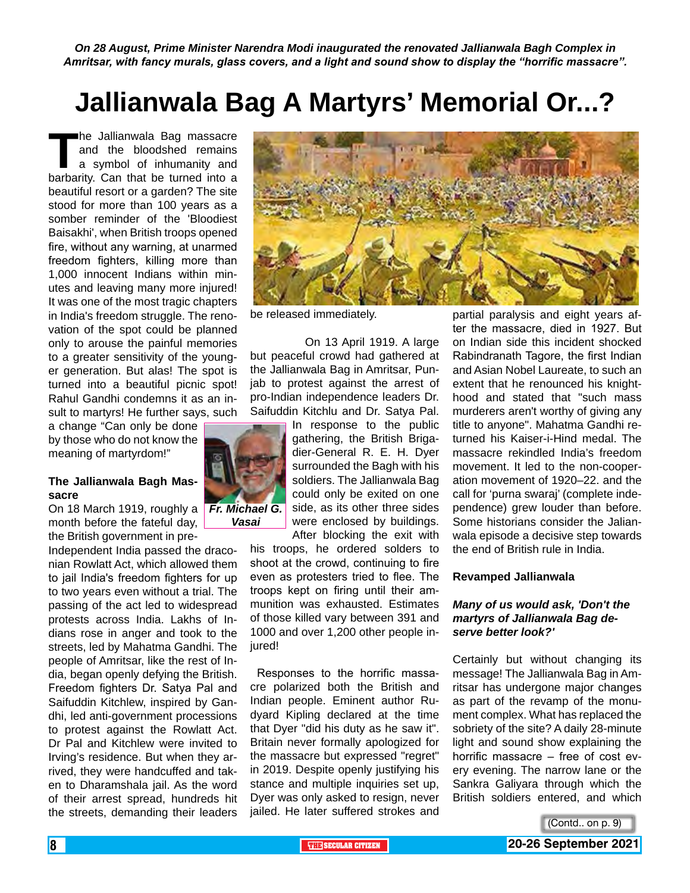*On 28 August, Prime Minister Narendra Modi inaugurated the renovated Jallianwala Bagh Complex in Amritsar, with fancy murals, glass covers, and a light and sound show to display the "horrific massacre".*

# Jallianwala Bag A Martyrs' Memorial Or...?

The Jallianwala Bag massacre and the bloodshed remains a symbol of inhumanity and barbarity. Can that be turned into a beautiful resort or a garden? The site stood for more than 100 years as a somber reminder of the 'Bloodiest Baisakhi', when British troops opened fire, without any warning, at unarmed freedom fighters, killing more than 1,000 innocent Indians within minutes and leaving many more injured! It was one of the most tragic chapters in India's freedom struggle. The renovation of the spot could be planned only to arouse the painful memories to a greater sensitivity of the younger generation. But alas! The spot is turned into a beautiful picnic spot! Rahul Gandhi condemns it as an insult to martyrs! He further says, such a change "Can only be done by those who do not know the meaning of martyrdom!"

**Fr. Michael G. Vasai**

### The Jallianwala Bagh Massacre

On 18 March 1919, roughly a month before the fateful day, the British government in pre-Independent India passed the draconian Rowlatt Act, which allowed them to jail India's freedom fighters for up to two years even without a trial. The passing of the act led to widespread protests across India. Lakhs of Indians rose in anger and took to the streets, led by Mahatma Gandhi. The people of Amritsar, like the rest of India, began openly defying the British. Freedom fighters Dr. Satya Pal and Saifuddin Kitchlew, inspired by Gandhi, led anti-government processions to protest against the Rowlatt Act. Dr Pal and Kitchlew were invited to Irving's residence. But when they arrived, they were handcuffed and taken to Dharamshala jail. As the word of their arrest spread, hundreds hit the streets, demanding their leaders be released immediately.

On 13 April 1919. A large but peaceful crowd had gathered at the Jallianwala Bag in Amritsar, Punjab to protest against the arrest of pro-Indian independence leaders Dr. Saifuddin Kitchlu and Dr. Satya Pal. In response to the public gathering, the British Brigadier-General R. E. H. Dyer surrounded the Bagh with his soldiers. The Jallianwala Bag could only be exited on one side, as its other three sides were enclosed by buildings. After blocking the exit with his troops, he ordered solders to shoot at the crowd, continuing to fire even as protesters tried to flee. The troops kept on firing until their ammunition was exhausted. Estimates of those killed vary between 391 and 1000 and over 1,200 other people injured!

Responses to the horrific massacre polarized both the British and Indian people. Eminent author Rudyard Kipling declared at the time that Dyer "did his duty as he saw it". Britain never formally apologized for the massacre but expressed "regret" in 2019. Despite openly justifying his stance and multiple inquiries set up, Dyer was only asked to resign, never jailed. He later suffered strokes and partial paralysis and eight years after the massacre, died in 1927. But on Indian side this incident shocked Rabindranath Tagore, the first Indian and Asian Nobel Laureate, to such an extent that he renounced his knighthood and stated that "such mass murderers aren't worthy of giving any title to anyone". Mahatma Gandhi returned his Kaiser-i-Hind medal. The massacre rekindled India's freedom movement. It led to the non-cooperation movement of 1920–22. and the call for 'purna swaraj' (complete independence) grew louder than before. Some historians consider the Jalianwala episode a decisive step towards the end of British rule in India.

### Revamped Jallianwala

***Many of us would ask, 'Don't the martyrs of Jallianwala Bag deserve better look?'***

Certainly but without changing its message! The Jallianwala Bag in Amritsar has undergone major changes as part of the revamp of the monument complex. What has replaced the sobriety of the site? A daily 28-minute light and sound show explaining the horrific massacre – free of cost every evening. The narrow lane or the Sankra Galiyara through which the British soldiers entered, and which

(Contd.. on p. 9)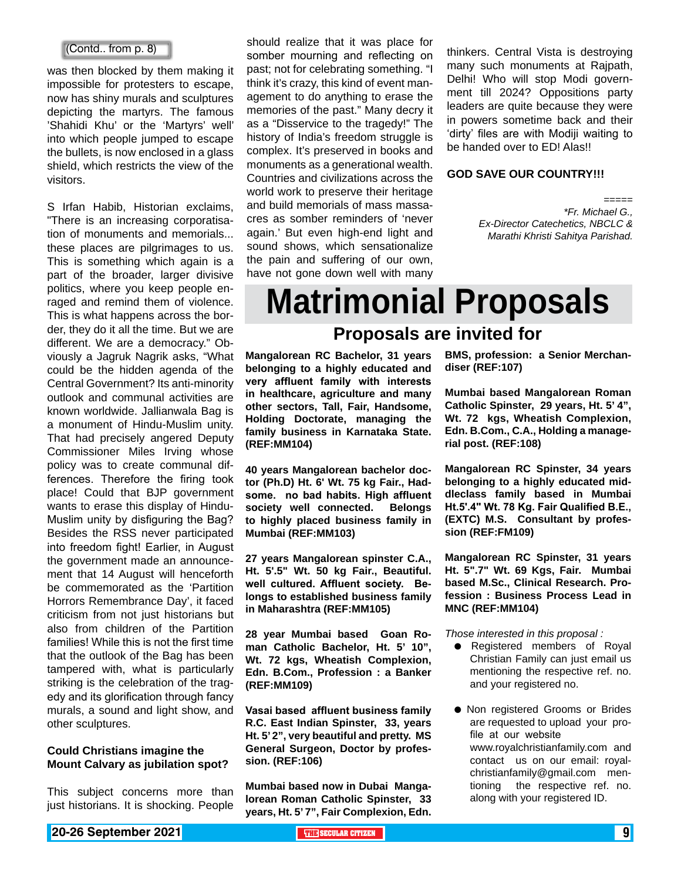(Contd.. from p. 8)

was then blocked by them making it impossible for protesters to escape, now has shiny murals and sculptures depicting the martyrs. The famous 'Shahidi Khu' or the 'Martyrs' well' into which people jumped to escape the bullets, is now enclosed in a glass shield, which restricts the view of the visitors.

S Irfan Habib, Historian exclaims, "There is an increasing corporatisation of monuments and memorials... these places are pilgrimages to us. This is something which again is a part of the broader, larger divisive politics, where you keep people enraged and remind them of violence. This is what happens across the border, they do it all the time. But we are different. We are a democracy." Obviously a Jagruk Nagrik asks, "What could be the hidden agenda of the Central Government? Its anti-minority outlook and communal activities are known worldwide. Jallianwala Bag is a monument of Hindu-Muslim unity. That had precisely angered Deputy Commissioner Miles Irving whose policy was to create communal differences. Therefore the firing took place! Could that BJP government wants to erase this display of Hindu-Muslim unity by disfiguring the Bag? Besides the RSS never participated into freedom fight! Earlier, in August the government made an announcement that 14 August will henceforth be commemorated as the 'Partition Horrors Remembrance Day', it faced criticism from not just historians but also from children of the Partition families! While this is not the first time that the outlook of the Bag has been tampered with, what is particularly striking is the celebration of the tragedy and its glorification through fancy murals, a sound and light show, and other sculptures.

**Could Christians imagine the Mount Calvary as jubilation spot?**

This subject concerns more than just historians. It is shocking. People should realize that it was place for somber mourning and reflecting on past; not for celebrating something. "I think it's crazy, this kind of event management to do anything to erase the memories of the past." Many decry it as a "Disservice to the tragedy!" The history of India's freedom struggle is complex. It's preserved in books and monuments as a generational wealth. Countries and civilizations across the world work to preserve their heritage and build memorials of mass massacres as somber reminders of 'never again.' But even high-end light and sound shows, which sensationalize the pain and suffering of our own, have not gone down well with many thinkers. Central Vista is destroying many such monuments at Rajpath, Delhi! Who will stop Modi government till 2024? Oppositions party leaders are quite because they were in powers sometime back and their 'dirty' files are with Modiji waiting to be handed over to ED! Alas!!

**GOD SAVE OUR COUNTRY!!!**

=====

*\*Fr. Michael G.,*
*Ex-Director Catechetics, NBCLC &*
*Marathi Khristi Sahitya Parishad.*

# Matrimonial Proposals

## Proposals are invited for

**Mangalorean RC Bachelor, 31 years belonging to a highly educated and very affluent family with interests in healthcare, agriculture and many other sectors, Tall, Fair, Handsome, Holding Doctorate, managing the family business in Karnataka State. (REF:MM104)**

**40 years Mangalorean bachelor doctor (Ph.D) Ht. 6' Wt. 75 kg Fair., Handsome. no bad habits. High affluent society well connected. Belongs to highly placed business family in Mumbai (REF:MM103)**

**27 years Mangalorean spinster C.A., Ht. 5'.5" Wt. 50 kg Fair., Beautiful. well cultured. Affluent society. Belongs to established business family in Maharashtra (REF:MM105)**

**28 year Mumbai based Goan Roman Catholic Bachelor, Ht. 5' 10", Wt. 72 kgs, Wheatish Complexion, Edn. B.Com., Profession : a Banker (REF:MM109)**

**Vasai based affluent business family R.C. East Indian Spinster, 33, years Ht. 5' 2", very beautiful and pretty. MS General Surgeon, Doctor by profession. (REF:106)**

**Mumbai based now in Dubai Mangalorean Roman Catholic Spinster, 33 years, Ht. 5' 7", Fair Complexion, Edn. BMS, profession: a Senior Merchandiser (REF:107)**

**Mumbai based Mangalorean Roman Catholic Spinster, 29 years, Ht. 5' 4", Wt. 72 kgs, Wheatish Complexion, Edn. B.Com., C.A., Holding a managerial post. (REF:108)**

**Mangalorean RC Spinster, 34 years belonging to a highly educated middleclass family based in Mumbai Ht.5'.4" Wt. 78 Kg. Fair Qualified B.E., (EXTC) M.S. Consultant by profession (REF:FM109)**

**Mangalorean RC Spinster, 31 years Ht. 5".7" Wt. 69 Kgs, Fair. Mumbai based M.Sc., Clinical Research. Profession : Business Process Lead in MNC (REF:MM104)**

*Those interested in this proposal :*

- Registered members of Royal Christian Family can just email us mentioning the respective ref. no. and your registered no.
- Non registered Grooms or Brides are requested to upload your profile at our website www.royalchristianfamily.com and contact us on our email: royalchristianfamily@gmail.com mentioning the respective ref. no. along with your registered ID.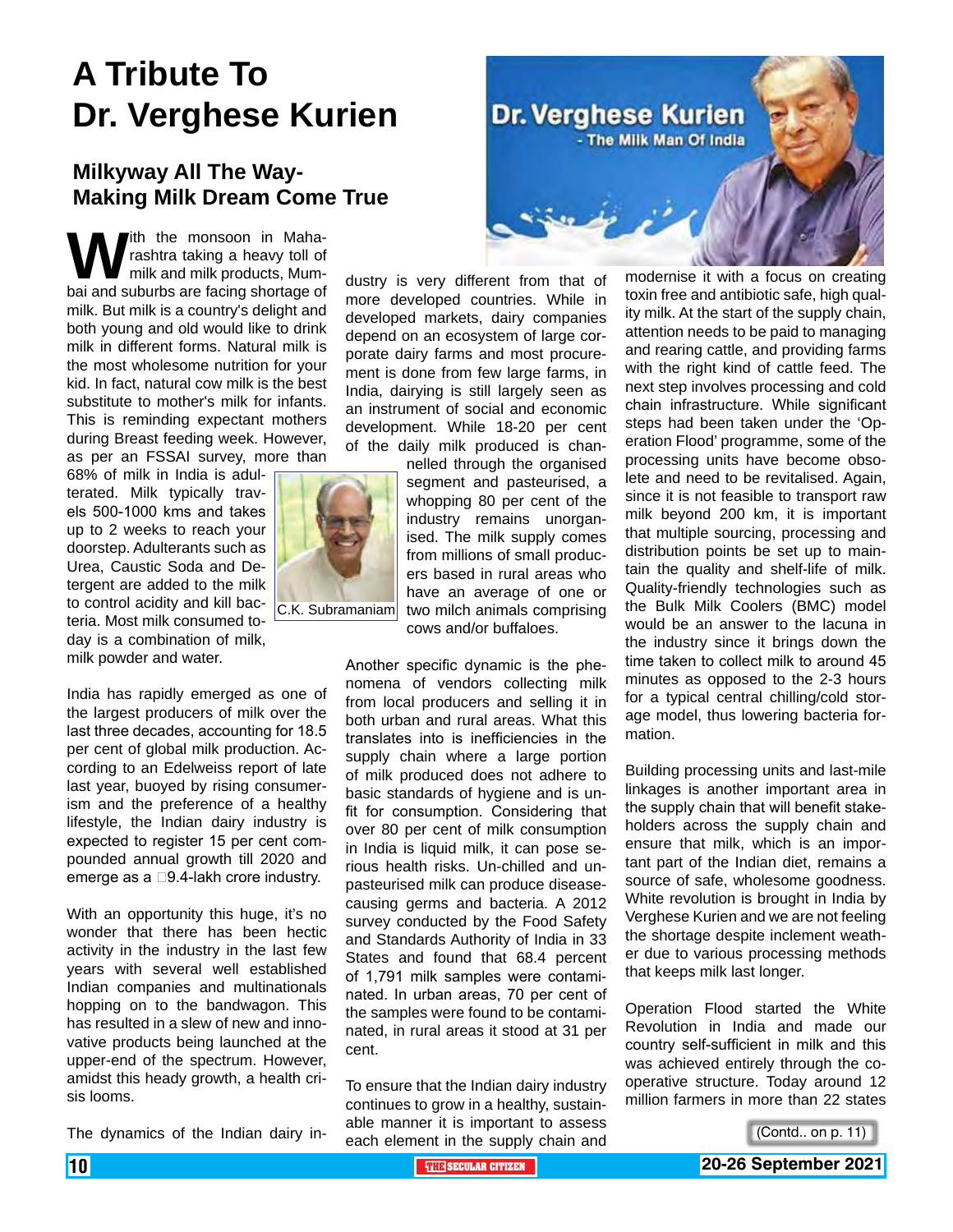# A Tribute To Dr. Verghese Kurien

## Milkyway All The Way- Making Milk Dream Come True

With the monsoon in Maharashtra taking a heavy toll of milk and milk products, Mumbai and suburbs are facing shortage of milk. But milk is a country's delight and both young and old would like to drink milk in different forms. Natural milk is the most wholesome nutrition for your kid. In fact, natural cow milk is the best substitute to mother's milk for infants. This is reminding expectant mothers during Breast feeding week. However, as per an FSSAI survey, more than 68% of milk in India is adulterated. Milk typically travels 500-1000 kms and takes up to 2 weeks to reach your doorstep. Adulterants such as Urea, Caustic Soda and Detergent are added to the milk to control acidity and kill bacteria. Most milk consumed today is a combination of milk, milk powder and water.

C.K. Subramaniam

India has rapidly emerged as one of the largest producers of milk over the last three decades, accounting for 18.5 per cent of global milk production. According to an Edelweiss report of late last year, buoyed by rising consumerism and the preference of a healthy lifestyle, the Indian dairy industry is expected to register 15 per cent compounded annual growth till 2020 and emerge as a ₹9.4-lakh crore industry.

With an opportunity this huge, it's no wonder that there has been hectic activity in the industry in the last few years with several well established Indian companies and multinationals hopping on to the bandwagon. This has resulted in a slew of new and innovative products being launched at the upper-end of the spectrum. However, amidst this heady growth, a health crisis looms.

The dynamics of the Indian dairy industry is very different from that of more developed countries. While in developed markets, dairy companies depend on an ecosystem of large corporate dairy farms and most procurement is done from few large farms, in India, dairying is still largely seen as an instrument of social and economic development. While 18-20 per cent of the daily milk produced is channelled through the organised segment and pasteurised, a whopping 80 per cent of the industry remains unorganised. The milk supply comes from millions of small producers based in rural areas who have an average of one or two milch animals comprising cows and/or buffaloes.

Another specific dynamic is the phenomena of vendors collecting milk from local producers and selling it in both urban and rural areas. What this translates into is inefficiencies in the supply chain where a large portion of milk produced does not adhere to basic standards of hygiene and is unfit for consumption. Considering that over 80 per cent of milk consumption in India is liquid milk, it can pose serious health risks. Un-chilled and unpasteurised milk can produce disease-causing germs and bacteria. A 2012 survey conducted by the Food Safety and Standards Authority of India in 33 States and found that 68.4 percent of 1,791 milk samples were contaminated. In urban areas, 70 per cent of the samples were found to be contaminated, in rural areas it stood at 31 per cent.

To ensure that the Indian dairy industry continues to grow in a healthy, sustainable manner it is important to assess each element in the supply chain and modernise it with a focus on creating toxin free and antibiotic safe, high quality milk. At the start of the supply chain, attention needs to be paid to managing and rearing cattle, and providing farms with the right kind of cattle feed. The next step involves processing and cold chain infrastructure. While significant steps had been taken under the 'Operation Flood' programme, some of the processing units have become obsolete and need to be revitalised. Again, since it is not feasible to transport raw milk beyond 200 km, it is important that multiple sourcing, processing and distribution points be set up to maintain the quality and shelf-life of milk. Quality-friendly technologies such as the Bulk Milk Coolers (BMC) model would be an answer to the lacuna in the industry since it brings down the time taken to collect milk to around 45 minutes as opposed to the 2-3 hours for a typical central chilling/cold storage model, thus lowering bacteria formation.

Building processing units and last-mile linkages is another important area in the supply chain that will benefit stakeholders across the supply chain and ensure that milk, which is an important part of the Indian diet, remains a source of safe, wholesome goodness. White revolution is brought in India by Verghese Kurien and we are not feeling the shortage despite inclement weather due to various processing methods that keeps milk last longer.

Operation Flood started the White Revolution in India and made our country self-sufficient in milk and this was achieved entirely through the co-operative structure. Today around 12 million farmers in more than 22 states

(Contd.. on p. 11)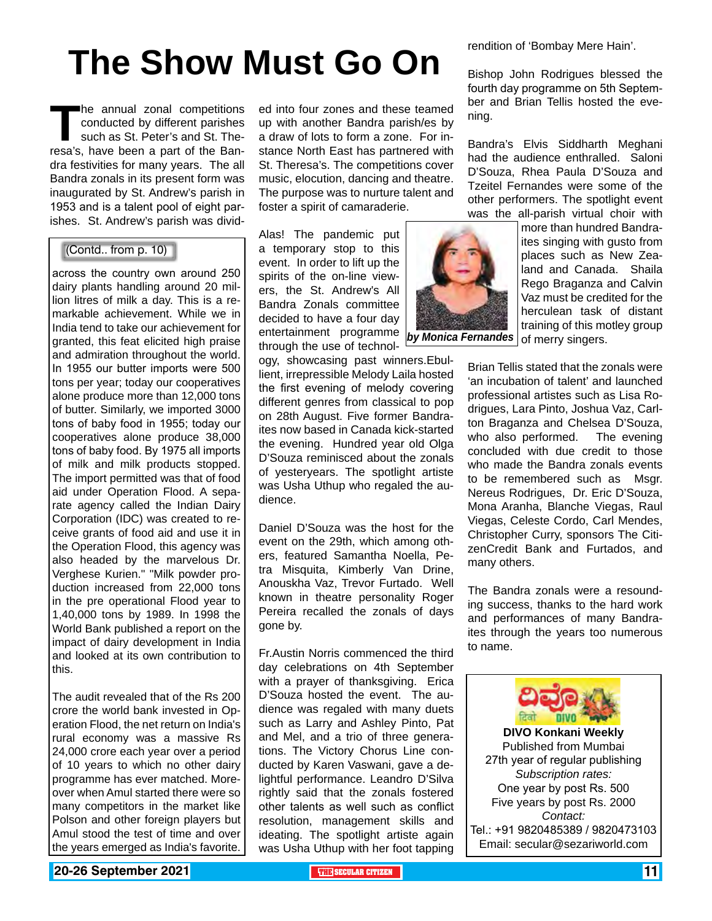# The Show Must Go On

The annual zonal competitions conducted by different parishes such as St. Peter's and St. Theresa's, have been a part of the Bandra festivities for many years. The all Bandra zonals in its present form was inaugurated by St. Andrew's parish in 1953 and is a talent pool of eight parishes. St. Andrew's parish was divided into four zones and these teamed up with another Bandra parish/es by a draw of lots to form a zone. For instance North East has partnered with St. Theresa's. The competitions cover music, elocution, dancing and theatre. The purpose was to nurture talent and foster a spirit of camaraderie.

Alas! The pandemic put a temporary stop to this event. In order to lift up the spirits of the on-line viewers, the St. Andrew's All Bandra Zonals committee decided to have a four day entertainment programme through the use of technology, showcasing past winners.Ebullient, irrepressible Melody Laila hosted the first evening of melody covering different genres from classical to pop on 28th August. Five former Bandraites now based in Canada kick-started the evening. Hundred year old Olga D'Souza reminisced about the zonals of yesteryears. The spotlight artiste was Usha Uthup who regaled the audience.

*by Monica Fernandes*

Daniel D'Souza was the host for the event on the 29th, which among others, featured Samantha Noella, Petra Misquita, Kimberly Van Drine, Anouskha Vaz, Trevor Furtado. Well known in theatre personality Roger Pereira recalled the zonals of days gone by.

Fr.Austin Norris commenced the third day celebrations on 4th September with a prayer of thanksgiving. Erica D'Souza hosted the event. The audience was regaled with many duets such as Larry and Ashley Pinto, Pat and Mel, and a trio of three generations. The Victory Chorus Line conducted by Karen Vaswani, gave a delightful performance. Leandro D'Silva rightly said that the zonals fostered other talents as well such as conflict resolution, management skills and ideating. The spotlight artiste again was Usha Uthup with her foot tapping rendition of 'Bombay Mere Hain'.

Bishop John Rodrigues blessed the fourth day programme on 5th September and Brian Tellis hosted the evening.

Bandra's Elvis Siddharth Meghani had the audience enthralled. Saloni D'Souza, Rhea Paula D'Souza and Tzeitel Fernandes were some of the other performers. The spotlight event was the all-parish virtual choir with more than hundred Bandraites singing with gusto from places such as New Zealand and Canada. Shaila Rego Braganza and Calvin Vaz must be credited for the herculean task of distant training of this motley group of merry singers.

Brian Tellis stated that the zonals were 'an incubation of talent' and launched professional artistes such as Lisa Rodrigues, Lara Pinto, Joshua Vaz, Carlton Braganza and Chelsea D'Souza, who also performed. The evening concluded with due credit to those who made the Bandra zonals events to be remembered such as Msgr. Nereus Rodrigues, Dr. Eric D'Souza, Mona Aranha, Blanche Viegas, Raul Viegas, Celeste Cordo, Carl Mendes, Christopher Curry, sponsors The CitizenCredit Bank and Furtados, and many others.

The Bandra zonals were a resounding success, thanks to the hard work and performances of many Bandraites through the years too numerous to name.

---

(Contd.. from p. 10)

across the country own around 250 dairy plants handling around 20 million litres of milk a day. This is a remarkable achievement. While we in India tend to take our achievement for granted, this feat elicited high praise and admiration throughout the world. In 1955 our butter imports were 500 tons per year; today our cooperatives alone produce more than 12,000 tons of butter. Similarly, we imported 3000 tons of baby food in 1955; today our cooperatives alone produce 38,000 tons of baby food. By 1975 all imports of milk and milk products stopped. The import permitted was that of food aid under Operation Flood. A separate agency called the Indian Dairy Corporation (IDC) was created to receive grants of food aid and use it in the Operation Flood, this agency was also headed by the marvelous Dr. Verghese Kurien." "Milk powder production increased from 22,000 tons in the pre operational Flood year to 1,40,000 tons by 1989. In 1998 the World Bank published a report on the impact of dairy development in India and looked at its own contribution to this.

The audit revealed that of the Rs 200 crore the world bank invested in Operation Flood, the net return on India's rural economy was a massive Rs 24,000 crore each year over a period of 10 years to which no other dairy programme has ever matched. Moreover when Amul started there were so many competitors in the market like Polson and other foreign players but Amul stood the test of time and over the years emerged as India's favorite.

---

**DIVO Konkani Weekly**
Published from Mumbai
27th year of regular publishing
*Subscription rates:*
One year by post Rs. 500
Five years by post Rs. 2000
*Contact:*
Tel.: +91 9820485389 / 9820473103
Email: secular@sezariworld.com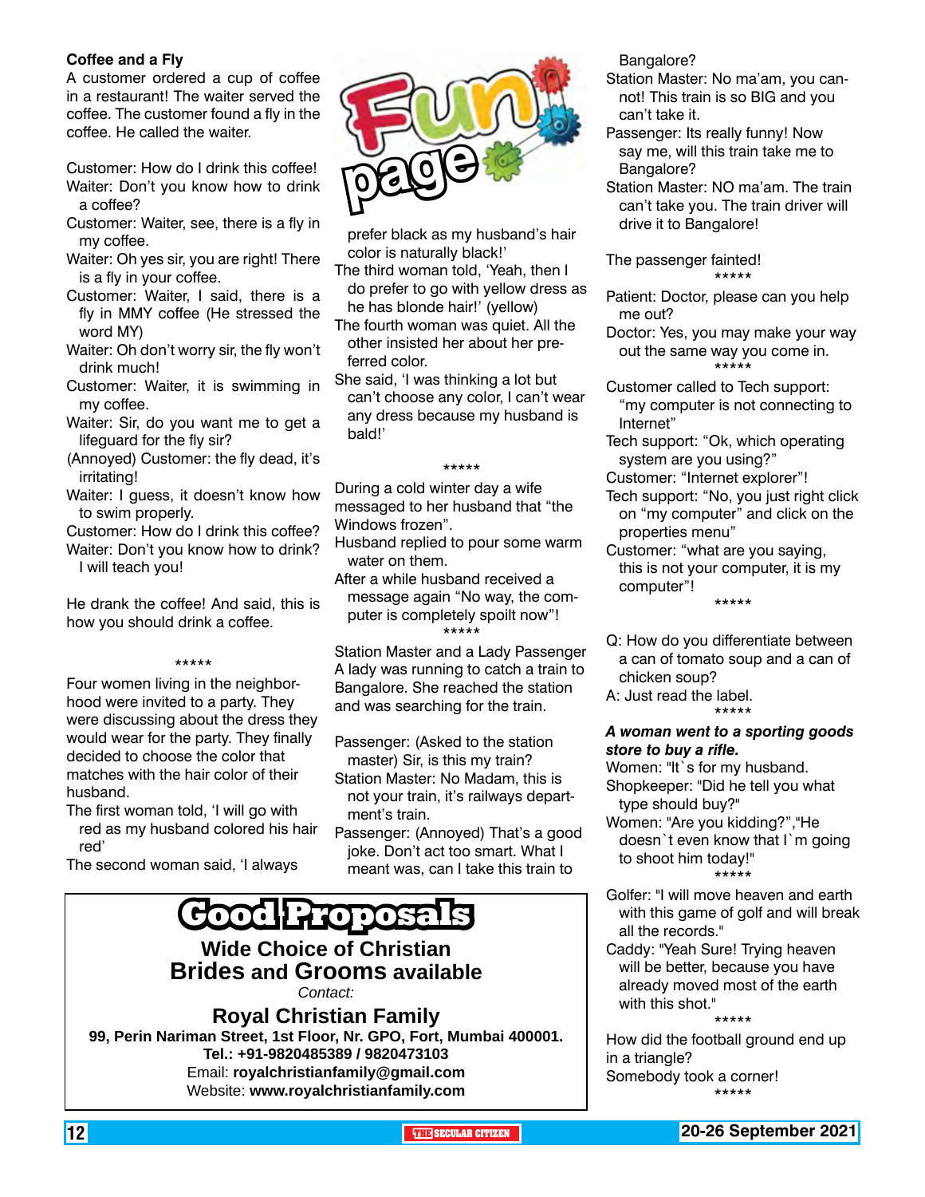# Fun page

### Coffee and a Fly

A customer ordered a cup of coffee in a restaurant! The waiter served the coffee. The customer found a fly in the coffee. He called the waiter.

Customer: How do I drink this coffee!
Waiter: Don't you know how to drink a coffee?
Customer: Waiter, see, there is a fly in my coffee.
Waiter: Oh yes sir, you are right! There is a fly in your coffee.
Customer: Waiter, I said, there is a fly in MMY coffee (He stressed the word MY)
Waiter: Oh don't worry sir, the fly won't drink much!
Customer: Waiter, it is swimming in my coffee.
Waiter: Sir, do you want me to get a lifeguard for the fly sir?
(Annoyed) Customer: the fly dead, it's irritating!
Waiter: I guess, it doesn't know how to swim properly.
Customer: How do I drink this coffee?
Waiter: Don't you know how to drink? I will teach you!

He drank the coffee! And said, this is how you should drink a coffee.

*****

Four women living in the neighborhood were invited to a party. They were discussing about the dress they would wear for the party. They finally decided to choose the color that matches with the hair color of their husband.

The first woman told, 'I will go with red as my husband colored his hair red'
The second woman said, 'I always prefer black as my husband's hair color is naturally black!'
The third woman told, 'Yeah, then I do prefer to go with yellow dress as he has blonde hair!' (yellow)
The fourth woman was quiet. All the other insisted her about her preferred color.
She said, 'I was thinking a lot but can't choose any color, I can't wear any dress because my husband is bald!'

*****

During a cold winter day a wife messaged to her husband that "the Windows frozen".
Husband replied to pour some warm water on them.
After a while husband received a message again "No way, the computer is completely spoilt now"!

*****

Station Master and a Lady Passenger
A lady was running to catch a train to Bangalore. She reached the station and was searching for the train.

Passenger: (Asked to the station master) Sir, is this my train?
Station Master: No Madam, this is not your train, it's railways department's train.
Passenger: (Annoyed) That's a good joke. Don't act too smart. What I meant was, can I take this train to Bangalore?
Station Master: No ma'am, you cannot! This train is so BIG and you can't take it.
Passenger: Its really funny! Now say me, will this train take me to Bangalore?
Station Master: NO ma'am. The train can't take you. The train driver will drive it to Bangalore!

The passenger fainted!

*****

Patient: Doctor, please can you help me out?
Doctor: Yes, you may make your way out the same way you come in.

*****

Customer called to Tech support: "my computer is not connecting to Internet"
Tech support: "Ok, which operating system are you using?"
Customer: "Internet explorer"!
Tech support: "No, you just right click on "my computer" and click on the properties menu"
Customer: "what are you saying, this is not your computer, it is my computer"!

*****

Q: How do you differentiate between a can of tomato soup and a can of chicken soup?
A: Just read the label.

*****

***A woman went to a sporting goods store to buy a rifle.***
Women: "It`s for my husband.
Shopkeeper: "Did he tell you what type should buy?"
Women: "Are you kidding?","He doesn`t even know that I`m going to shoot him today!"

*****

Golfer: "I will move heaven and earth with this game of golf and will break all the records."
Caddy: "Yeah Sure! Trying heaven will be better, because you have already moved most of the earth with this shot."

*****

How did the football ground end up in a triangle?
Somebody took a corner!

*****

## Good Proposals

**Wide Choice of Christian Brides and Grooms available**

*Contact:*

**Royal Christian Family**
**99, Perin Nariman Street, 1st Floor, Nr. GPO, Fort, Mumbai 400001.**
**Tel.: +91-9820485389 / 9820473103**
Email: **royalchristianfamily@gmail.com**
Website: **www.royalchristianfamily.com**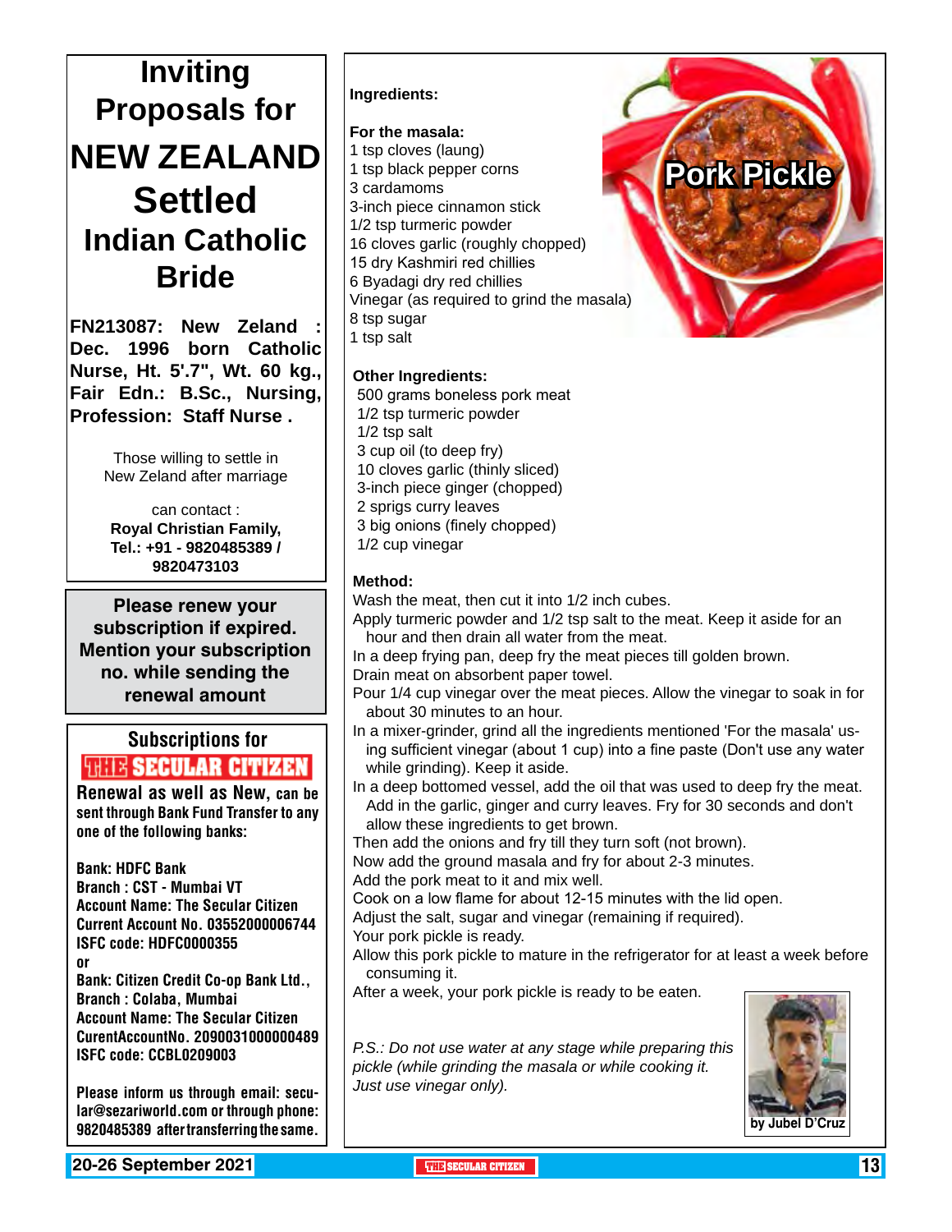# Inviting Proposals for NEW ZEALAND Settled Indian Catholic Bride

**FN213087: New Zeland : Dec. 1996 born Catholic Nurse, Ht. 5'.7", Wt. 60 kg., Fair Edn.: B.Sc., Nursing, Profession: Staff Nurse .**

Those willing to settle in New Zeland after marriage

can contact :
**Royal Christian Family,**
**Tel.: +91 - 9820485389 / 9820473103**

**Please renew your subscription if expired. Mention your subscription no. while sending the renewal amount**

## Subscriptions for THE SECULAR CITIZEN

**Renewal as well as New, can be sent through Bank Fund Transfer to any one of the following banks:**

**Bank: HDFC Bank**
**Branch : CST - Mumbai VT**
**Account Name: The Secular Citizen**
**Current Account No. 03552000006744**
**ISFC code: HDFC0000355**
**or**
**Bank: Citizen Credit Co-op Bank Ltd.,**
**Branch : Colaba, Mumbai**
**Account Name: The Secular Citizen**
**CurentAccountNo. 2090031000000489**
**ISFC code: CCBL0209003**

**Please inform us through email: secular@sezariworld.com or through phone: 9820485389 after transferring the same.**

# Pork Pickle

**Ingredients:**

**For the masala:**

1 tsp cloves (laung)
1 tsp black pepper corns
3 cardamoms
3-inch piece cinnamon stick
1/2 tsp turmeric powder
16 cloves garlic (roughly chopped)
15 dry Kashmiri red chillies
6 Byadagi dry red chillies
Vinegar (as required to grind the masala)
8 tsp sugar
1 tsp salt

**Other Ingredients:**

500 grams boneless pork meat
1/2 tsp turmeric powder
1/2 tsp salt
3 cup oil (to deep fry)
10 cloves garlic (thinly sliced)
3-inch piece ginger (chopped)
2 sprigs curry leaves
3 big onions (finely chopped)
1/2 cup vinegar

**Method:**

Wash the meat, then cut it into 1/2 inch cubes.
Apply turmeric powder and 1/2 tsp salt to the meat. Keep it aside for an hour and then drain all water from the meat.
In a deep frying pan, deep fry the meat pieces till golden brown.
Drain meat on absorbent paper towel.
Pour 1/4 cup vinegar over the meat pieces. Allow the vinegar to soak in for about 30 minutes to an hour.
In a mixer-grinder, grind all the ingredients mentioned 'For the masala' using sufficient vinegar (about 1 cup) into a fine paste (Don't use any water while grinding). Keep it aside.
In a deep bottomed vessel, add the oil that was used to deep fry the meat. Add in the garlic, ginger and curry leaves. Fry for 30 seconds and don't allow these ingredients to get brown.
Then add the onions and fry till they turn soft (not brown).
Now add the ground masala and fry for about 2-3 minutes.
Add the pork meat to it and mix well.
Cook on a low flame for about 12-15 minutes with the lid open.
Adjust the salt, sugar and vinegar (remaining if required).
Your pork pickle is ready.
Allow this pork pickle to mature in the refrigerator for at least a week before consuming it.
After a week, your pork pickle is ready to be eaten.

*P.S.: Do not use water at any stage while preparing this pickle (while grinding the masala or while cooking it. Just use vinegar only).*

**by Jubel D'Cruz**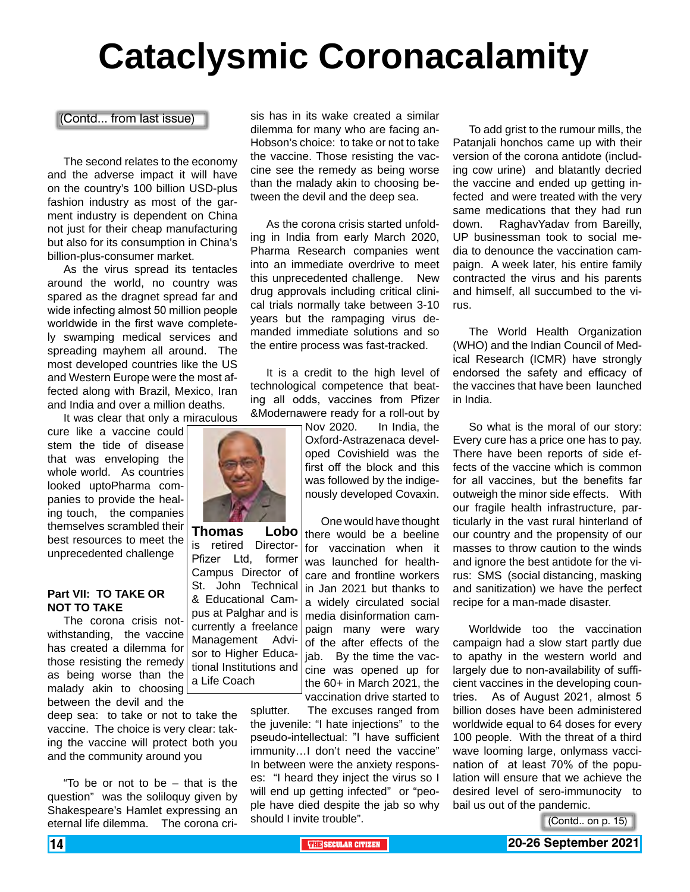# Cataclysmic Coronacalamity

(Contd... from last issue)

The second relates to the economy and the adverse impact it will have on the country's 100 billion USD-plus fashion industry as most of the garment industry is dependent on China not just for their cheap manufacturing but also for its consumption in China's billion-plus-consumer market.

As the virus spread its tentacles around the world, no country was spared as the dragnet spread far and wide infecting almost 50 million people worldwide in the first wave completely swamping medical services and spreading mayhem all around. The most developed countries like the US and Western Europe were the most affected along with Brazil, Mexico, Iran and India and over a million deaths.

It was clear that only a miraculous cure like a vaccine could stem the tide of disease that was enveloping the whole world. As countries looked uptoPharma companies to provide the healing touch, the companies themselves scrambled their best resources to meet the unprecedented challenge

**Thomas Lobo** is retired Director-Pfizer Ltd, former Campus Director of St. John Technical & Educational Campus at Palghar and is currently a freelance Management Advisor to Higher Educational Institutions and a Life Coach

**Part VII: TO TAKE OR NOT TO TAKE**

The corona crisis notwithstanding, the vaccine has created a dilemma for those resisting the remedy as being worse than the malady akin to choosing between the devil and the deep sea: to take or not to take the vaccine. The choice is very clear: taking the vaccine will protect both you and the community around you

"To be or not to be – that is the question" was the soliloquy given by Shakespeare's Hamlet expressing an eternal life dilemma. The corona crisis has in its wake created a similar dilemma for many who are facing an-Hobson's choice: to take or not to take the vaccine. Those resisting the vaccine see the remedy as being worse than the malady akin to choosing between the devil and the deep sea.

As the corona crisis started unfolding in India from early March 2020, Pharma Research companies went into an immediate overdrive to meet this unprecedented challenge. New drug approvals including critical clinical trials normally take between 3-10 years but the rampaging virus demanded immediate solutions and so the entire process was fast-tracked.

It is a credit to the high level of technological competence that beating all odds, vaccines from Pfizer &Modernawere ready for a roll-out by Nov 2020. In India, the Oxford-Astrazenaca developed Covishield was the first off the block and this was followed by the indigenously developed Covaxin.

One would have thought there would be a beeline for vaccination when it was launched for healthcare and frontline workers in Jan 2021 but thanks to a widely circulated social media disinformation campaign many were wary of the after effects of the jab. By the time the vaccine was opened up for the 60+ in March 2021, the vaccination drive started to splutter. The excuses ranged from the juvenile: "I hate injections" to the pseudo-intellectual: "I have sufficient immunity…I don't need the vaccine" In between were the anxiety responses: "I heard they inject the virus so I will end up getting infected" or "people have died despite the jab so why should I invite trouble".

To add grist to the rumour mills, the Patanjali honchos came up with their version of the corona antidote (including cow urine) and blatantly decried the vaccine and ended up getting infected and were treated with the very same medications that they had run down. RaghavYadav from Bareilly, UP businessman took to social media to denounce the vaccination campaign. A week later, his entire family contracted the virus and his parents and himself, all succumbed to the virus.

The World Health Organization (WHO) and the Indian Council of Medical Research (ICMR) have strongly endorsed the safety and efficacy of the vaccines that have been launched in India.

So what is the moral of our story: Every cure has a price one has to pay. There have been reports of side effects of the vaccine which is common for all vaccines, but the benefits far outweigh the minor side effects. With our fragile health infrastructure, particularly in the vast rural hinterland of our country and the propensity of our masses to throw caution to the winds and ignore the best antidote for the virus: SMS (social distancing, masking and sanitization) we have the perfect recipe for a man-made disaster.

Worldwide too the vaccination campaign had a slow start partly due to apathy in the western world and largely due to non-availability of sufficient vaccines in the developing countries. As of August 2021, almost 5 billion doses have been administered worldwide equal to 64 doses for every 100 people. With the threat of a third wave looming large, onlymass vaccination of at least 70% of the population will ensure that we achieve the desired level of sero-immunocity to bail us out of the pandemic.

(Contd.. on p. 15)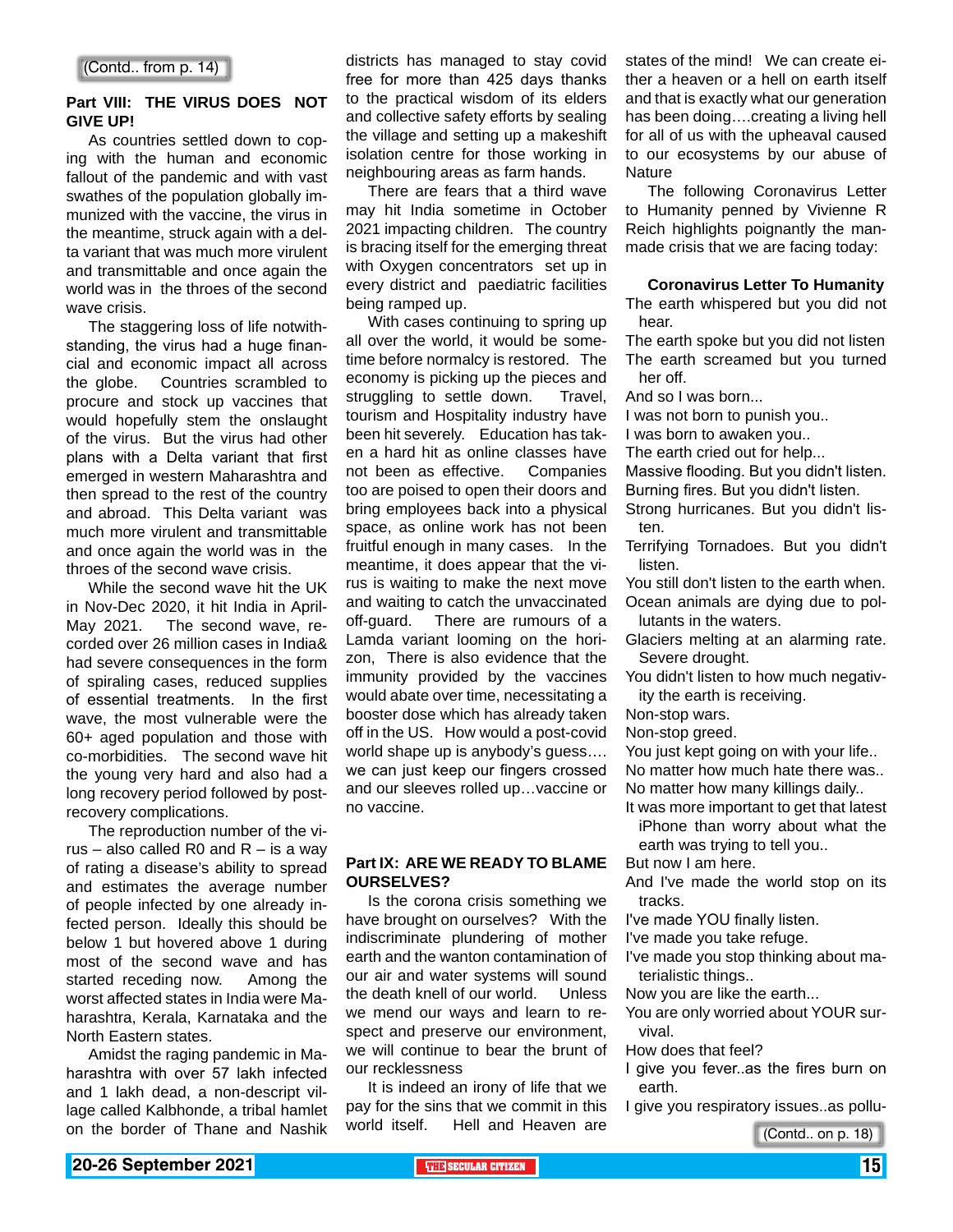(Contd.. from p. 14)

**Part VIII: THE VIRUS DOES NOT GIVE UP!**

As countries settled down to coping with the human and economic fallout of the pandemic and with vast swathes of the population globally immunized with the vaccine, the virus in the meantime, struck again with a delta variant that was much more virulent and transmittable and once again the world was in the throes of the second wave crisis.

The staggering loss of life notwithstanding, the virus had a huge financial and economic impact all across the globe. Countries scrambled to procure and stock up vaccines that would hopefully stem the onslaught of the virus. But the virus had other plans with a Delta variant that first emerged in western Maharashtra and then spread to the rest of the country and abroad. This Delta variant was much more virulent and transmittable and once again the world was in the throes of the second wave crisis.

While the second wave hit the UK in Nov-Dec 2020, it hit India in April-May 2021. The second wave, recorded over 26 million cases in India& had severe consequences in the form of spiraling cases, reduced supplies of essential treatments. In the first wave, the most vulnerable were the 60+ aged population and those with co-morbidities. The second wave hit the young very hard and also had a long recovery period followed by post-recovery complications.

The reproduction number of the virus – also called R0 and R – is a way of rating a disease's ability to spread and estimates the average number of people infected by one already infected person. Ideally this should be below 1 but hovered above 1 during most of the second wave and has started receding now. Among the worst affected states in India were Maharashtra, Kerala, Karnataka and the North Eastern states.

Amidst the raging pandemic in Maharashtra with over 57 lakh infected and 1 lakh dead, a non-descript village called Kalbhonde, a tribal hamlet on the border of Thane and Nashik districts has managed to stay covid free for more than 425 days thanks to the practical wisdom of its elders and collective safety efforts by sealing the village and setting up a makeshift isolation centre for those working in neighbouring areas as farm hands.

There are fears that a third wave may hit India sometime in October 2021 impacting children. The country is bracing itself for the emerging threat with Oxygen concentrators set up in every district and paediatric facilities being ramped up.

With cases continuing to spring up all over the world, it would be some-time before normalcy is restored. The economy is picking up the pieces and struggling to settle down. Travel, tourism and Hospitality industry have been hit severely. Education has taken a hard hit as online classes have not been as effective. Companies too are poised to open their doors and bring employees back into a physical space, as online work has not been fruitful enough in many cases. In the meantime, it does appear that the virus is waiting to make the next move and waiting to catch the unvaccinated off-guard. There are rumours of a Lamda variant looming on the horizon, There is also evidence that the immunity provided by the vaccines would abate over time, necessitating a booster dose which has already taken off in the US. How would a post-covid world shape up is anybody's guess…. we can just keep our fingers crossed and our sleeves rolled up…vaccine or no vaccine.

**Part IX: ARE WE READY TO BLAME OURSELVES?**

Is the corona crisis something we have brought on ourselves? With the indiscriminate plundering of mother earth and the wanton contamination of our air and water systems will sound the death knell of our world. Unless we mend our ways and learn to respect and preserve our environment, we will continue to bear the brunt of our recklessness

It is indeed an irony of life that we pay for the sins that we commit in this world itself. Hell and Heaven are states of the mind! We can create either a heaven or a hell on earth itself and that is exactly what our generation has been doing….creating a living hell for all of us with the upheaval caused to our ecosystems by our abuse of Nature

The following Coronavirus Letter to Humanity penned by Vivienne R Reich highlights poignantly the man-made crisis that we are facing today:

**Coronavirus Letter To Humanity**

The earth whispered but you did not hear.
The earth spoke but you did not listen
The earth screamed but you turned her off.
And so I was born...
I was not born to punish you..
I was born to awaken you..
The earth cried out for help...
Massive flooding. But you didn't listen.
Burning fires. But you didn't listen.
Strong hurricanes. But you didn't listen.
Terrifying Tornadoes. But you didn't listen.
You still don't listen to the earth when.
Ocean animals are dying due to pollutants in the waters.
Glaciers melting at an alarming rate. Severe drought.
You didn't listen to how much negativity the earth is receiving.
Non-stop wars.
Non-stop greed.
You just kept going on with your life..
No matter how much hate there was..
No matter how many killings daily..
It was more important to get that latest iPhone than worry about what the earth was trying to tell you..
But now I am here.
And I've made the world stop on its tracks.
I've made YOU finally listen.
I've made you take refuge.
I've made you stop thinking about materialistic things..
Now you are like the earth...
You are only worried about YOUR survival.
How does that feel?
I give you fever..as the fires burn on earth.
I give you respiratory issues..as pollu-

(Contd.. on p. 18)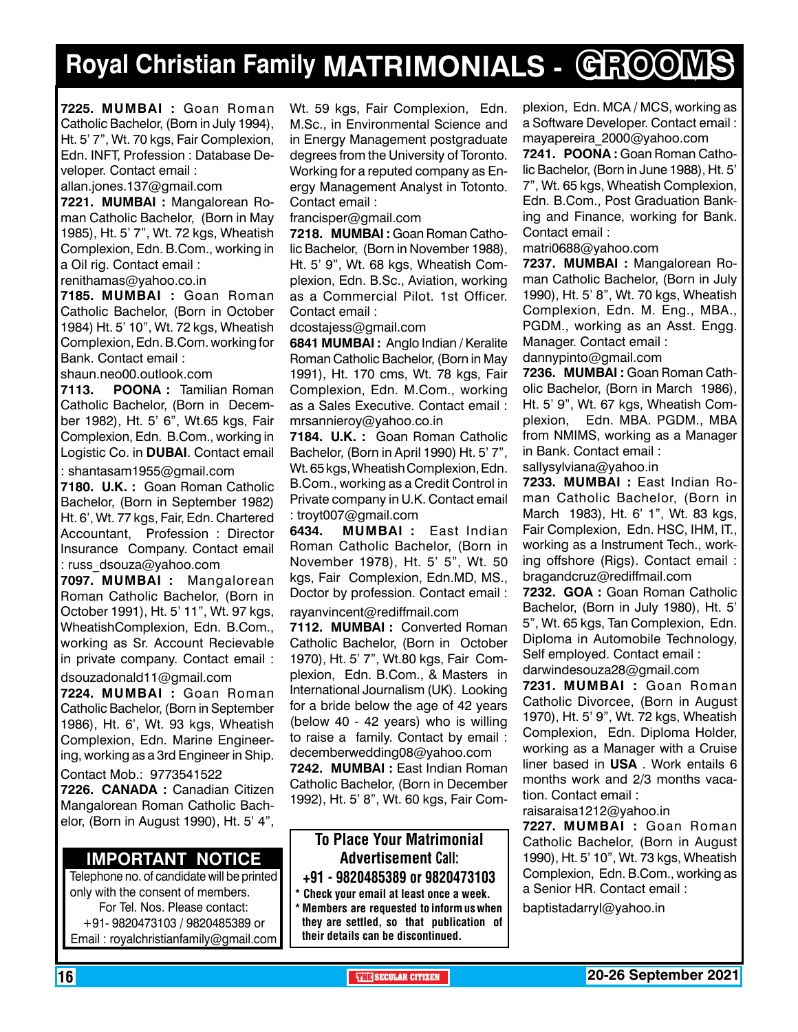# Royal Christian Family MATRIMONIALS - GROOMS

**7225. MUMBAI :** Goan Roman Catholic Bachelor, (Born in July 1994), Ht. 5' 7", Wt. 70 kgs, Fair Complexion, Edn. INFT, Profession : Database Developer. Contact email : allan.jones.137@gmail.com

**7221. MUMBAI :** Mangalorean Roman Catholic Bachelor, (Born in May 1985), Ht. 5' 7", Wt. 72 kgs, Wheatish Complexion, Edn. B.Com., working in a Oil rig. Contact email : renithamas@yahoo.co.in

**7185. MUMBAI :** Goan Roman Catholic Bachelor, (Born in October 1984) Ht. 5' 10", Wt. 72 kgs, Wheatish Complexion, Edn. B.Com. working for Bank. Contact email : shaun.neo00.outlook.com

**7113. POONA :** Tamilian Roman Catholic Bachelor, (Born in December 1982), Ht. 5' 6", Wt.65 kgs, Fair Complexion, Edn. B.Com., working in Logistic Co. in **DUBAI**. Contact email : shantasam1955@gmail.com

**7180. U.K. :** Goan Roman Catholic Bachelor, (Born in September 1982) Ht. 6', Wt. 77 kgs, Fair, Edn. Chartered Accountant, Profession : Director Insurance Company. Contact email : russ_dsouza@yahoo.com

**7097. MUMBAI :** Mangalorean Roman Catholic Bachelor, (Born in October 1991), Ht. 5' 11", Wt. 97 kgs, WheatishComplexion, Edn. B.Com., working as Sr. Account Recievable in private company. Contact email : dsouzadonald11@gmail.com

**7224. MUMBAI :** Goan Roman Catholic Bachelor, (Born in September 1986), Ht. 6', Wt. 93 kgs, Wheatish Complexion, Edn. Marine Engineering, working as a 3rd Engineer in Ship. Contact Mob.: 9773541522

**7226. CANADA :** Canadian Citizen Mangalorean Roman Catholic Bachelor, (Born in August 1990), Ht. 5' 4", Wt. 59 kgs, Fair Complexion, Edn. M.Sc., in Environmental Science and in Energy Management postgraduate degrees from the University of Toronto. Working for a reputed company as Energy Management Analyst in Totonto. Contact email : francisper@gmail.com

**7218. MUMBAI :** Goan Roman Catholic Bachelor, (Born in November 1988), Ht. 5' 9", Wt. 68 kgs, Wheatish Complexion, Edn. B.Sc., Aviation, working as a Commercial Pilot. 1st Officer. Contact email : dcostajess@gmail.com

**6841 MUMBAI :** Anglo Indian / Keralite Roman Catholic Bachelor, (Born in May 1991), Ht. 170 cms, Wt. 78 kgs, Fair Complexion, Edn. M.Com., working as a Sales Executive. Contact email : mrsannieroy@yahoo.co.in

**7184. U.K. :** Goan Roman Catholic Bachelor, (Born in April 1990) Ht. 5' 7", Wt. 65 kgs, Wheatish Complexion, Edn. B.Com., working as a Credit Control in Private company in U.K. Contact email : troyt007@gmail.com

**6434. MUMBAI :** East Indian Roman Catholic Bachelor, (Born in November 1978), Ht. 5' 5", Wt. 50 kgs, Fair Complexion, Edn.MD, MS., Doctor by profession. Contact email : rayanvincent@rediffmail.com

**7112. MUMBAI :** Converted Roman Catholic Bachelor, (Born in October 1970), Ht. 5' 7", Wt.80 kgs, Fair Complexion, Edn. B.Com., & Masters in International Journalism (UK). Looking for a bride below the age of 42 years (below 40 - 42 years) who is willing to raise a family. Contact by email : decemberwedding08@yahoo.com

**7242. MUMBAI :** East Indian Roman Catholic Bachelor, (Born in December 1992), Ht. 5' 8", Wt. 60 kgs, Fair Complexion, Edn. MCA / MCS, working as a Software Developer. Contact email : mayapereira_2000@yahoo.com

**7241. POONA :** Goan Roman Catholic Bachelor, (Born in June 1988), Ht. 5' 7", Wt. 65 kgs, Wheatish Complexion, Edn. B.Com., Post Graduation Banking and Finance, working for Bank. Contact email : matri0688@yahoo.com

**7237. MUMBAI :** Mangalorean Roman Catholic Bachelor, (Born in July 1990), Ht. 5' 8", Wt. 70 kgs, Wheatish Complexion, Edn. M. Eng., MBA., PGDM., working as an Asst. Engg. Manager. Contact email : dannypinto@gmail.com

**7236. MUMBAI :** Goan Roman Catholic Bachelor, (Born in March 1986), Ht. 5' 9", Wt. 67 kgs, Wheatish Complexion, Edn. MBA. PGDM., MBA from NMIMS, working as a Manager in Bank. Contact email : sallysylviana@yahoo.in

**7233. MUMBAI :** East Indian Roman Catholic Bachelor, (Born in March 1983), Ht. 6' 1", Wt. 83 kgs, Fair Complexion, Edn. HSC, IHM, IT., working as a Instrument Tech., working offshore (Rigs). Contact email : bragandcruz@rediffmail.com

**7232. GOA :** Goan Roman Catholic Bachelor, (Born in July 1980), Ht. 5' 5", Wt. 65 kgs, Tan Complexion, Edn. Diploma in Automobile Technology, Self employed. Contact email : darwindesouza28@gmail.com

**7231. MUMBAI :** Goan Roman Catholic Divorcee, (Born in August 1970), Ht. 5' 9", Wt. 72 kgs, Wheatish Complexion, Edn. Diploma Holder, working as a Manager with a Cruise liner based in **USA** . Work entails 6 months work and 2/3 months vacation. Contact email : raisaraisa1212@yahoo.in

**7227. MUMBAI :** Goan Roman Catholic Bachelor, (Born in August 1990), Ht. 5' 10", Wt. 73 kgs, Wheatish Complexion, Edn. B.Com., working as a Senior HR. Contact email : baptistadarryl@yahoo.in

## IMPORTANT NOTICE

Telephone no. of candidate will be printed only with the consent of members.
For Tel. Nos. Please contact:
+91- 9820473103 / 9820485389 or
Email : royalchristianfamily@gmail.com

**To Place Your Matrimonial Advertisement Call:**
**+91 - 9820485389 or 9820473103**

- * Check your email at least once a week.
- * Members are requested to inform us when they are settled, so that publication of their details can be discontinued.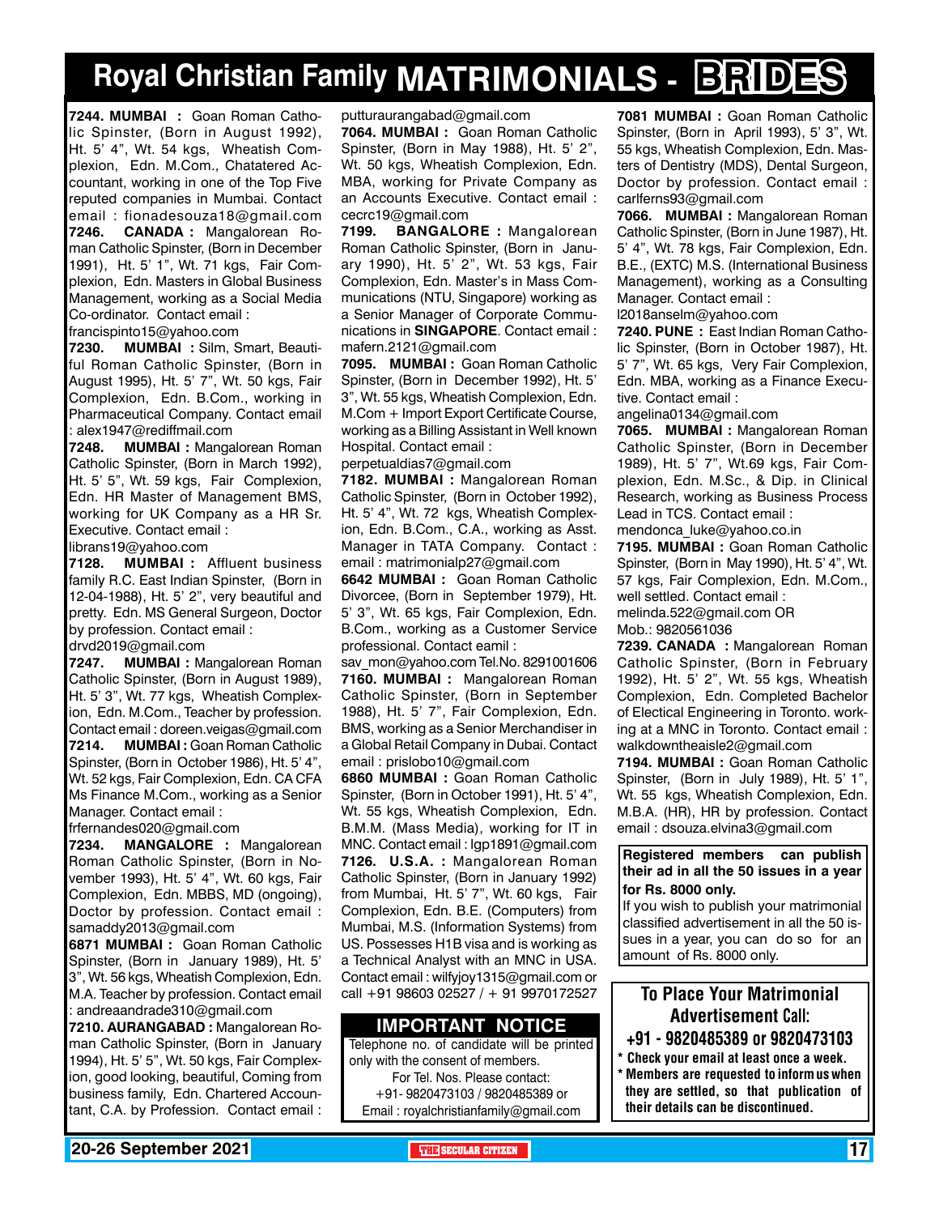# Royal Christian Family MATRIMONIALS - BRIDES

**7244. MUMBAI :** Goan Roman Catholic Spinster, (Born in August 1992), Ht. 5' 4", Wt. 54 kgs, Wheatish Complexion, Edn. M.Com., Chatatered Accountant, working in one of the Top Five reputed companies in Mumbai. Contact email : fionadesouza18@gmail.com

**7246. CANADA :** Mangalorean Roman Catholic Spinster, (Born in December 1991), Ht. 5' 1", Wt. 71 kgs, Fair Complexion, Edn. Masters in Global Business Management, working as a Social Media Co-ordinator. Contact email : francispinto15@yahoo.com

**7230. MUMBAI :** Silm, Smart, Beautiful Roman Catholic Spinster, (Born in August 1995), Ht. 5' 7", Wt. 50 kgs, Fair Complexion, Edn. B.Com., working in Pharmaceutical Company. Contact email : alex1947@rediffmail.com

**7248. MUMBAI :** Mangalorean Roman Catholic Spinster, (Born in March 1992), Ht. 5' 5", Wt. 59 kgs, Fair Complexion, Edn. HR Master of Management BMS, working for UK Company as a HR Sr. Executive. Contact email : librans19@yahoo.com

**7128. MUMBAI :** Affluent business family R.C. East Indian Spinster, (Born in 12-04-1988), Ht. 5' 2", very beautiful and pretty. Edn. MS General Surgeon, Doctor by profession. Contact email : drvd2019@gmail.com

**7247. MUMBAI :** Mangalorean Roman Catholic Spinster, (Born in August 1989), Ht. 5' 3", Wt. 77 kgs, Wheatish Complexion, Edn. M.Com., Teacher by profession. Contact email : doreen.veigas@gmail.com

**7214. MUMBAI :** Goan Roman Catholic Spinster, (Born in October 1986), Ht. 5' 4", Wt. 52 kgs, Fair Complexion, Edn. CA CFA Ms Finance M.Com., working as a Senior Manager. Contact email : frfernandes020@gmail.com

**7234. MANGALORE :** Mangalorean Roman Catholic Spinster, (Born in November 1993), Ht. 5' 4", Wt. 60 kgs, Fair Complexion, Edn. MBBS, MD (ongoing), Doctor by profession. Contact email : samaddy2013@gmail.com

**6871 MUMBAI :** Goan Roman Catholic Spinster, (Born in January 1989), Ht. 5' 3", Wt. 56 kgs, Wheatish Complexion, Edn. M.A. Teacher by profession. Contact email : andreaandrade310@gmail.com

**7210. AURANGABAD :** Mangalorean Roman Catholic Spinster, (Born in January 1994), Ht. 5' 5", Wt. 50 kgs, Fair Complexion, good looking, beautiful, Coming from business family, Edn. Chartered Accountant, C.A. by Profession. Contact email : putturaurangabad@gmail.com

**7064. MUMBAI :** Goan Roman Catholic Spinster, (Born in May 1988), Ht. 5' 2", Wt. 50 kgs, Wheatish Complexion, Edn. MBA, working for Private Company as an Accounts Executive. Contact email : cecrc19@gmail.com

**7199. BANGALORE :** Mangalorean Roman Catholic Spinster, (Born in January 1990), Ht. 5' 2", Wt. 53 kgs, Fair Complexion, Edn. Master's in Mass Communications (NTU, Singapore) working as a Senior Manager of Corporate Communications in **SINGAPORE**. Contact email : mafern.2121@gmail.com

**7095. MUMBAI :** Goan Roman Catholic Spinster, (Born in December 1992), Ht. 5' 3", Wt. 55 kgs, Wheatish Complexion, Edn. M.Com + Import Export Certificate Course, working as a Billing Assistant in Well known Hospital. Contact email : perpetualdias7@gmail.com

**7182. MUMBAI :** Mangalorean Roman Catholic Spinster, (Born in October 1992), Ht. 5' 4", Wt. 72 kgs, Wheatish Complexion, Edn. B.Com., C.A., working as Asst. Manager in TATA Company. Contact : email : matrimonialp27@gmail.com

**6642 MUMBAI :** Goan Roman Catholic Divorcee, (Born in September 1979), Ht. 5' 3", Wt. 65 kgs, Fair Complexion, Edn. B.Com., working as a Customer Service professional. Contact eamil : sav_mon@yahoo.com Tel.No. 8291001606

**7160. MUMBAI :** Mangalorean Roman Catholic Spinster, (Born in September 1988), Ht. 5' 7", Fair Complexion, Edn. BMS, working as a Senior Merchandiser in a Global Retail Company in Dubai. Contact email : prislobo10@gmail.com

**6860 MUMBAI :** Goan Roman Catholic Spinster, (Born in October 1991), Ht. 5' 4", Wt. 55 kgs, Wheatish Complexion, Edn. B.M.M. (Mass Media), working for IT in MNC. Contact email : lgp1891@gmail.com

**7126. U.S.A. :** Mangalorean Roman Catholic Spinster, (Born in January 1992) from Mumbai, Ht. 5' 7", Wt. 60 kgs, Fair Complexion, Edn. B.E. (Computers) from Mumbai, M.S. (Information Systems) from US. Possesses H1B visa and is working as a Technical Analyst with an MNC in USA. Contact email : wilfyjoy1315@gmail.com or call +91 98603 02527 / + 91 9970172527

**IMPORTANT NOTICE**

Telephone no. of candidate will be printed only with the consent of members.
For Tel. Nos. Please contact:
+91- 9820473103 / 9820485389 or
Email : royalchristianfamily@gmail.com

**7081 MUMBAI :** Goan Roman Catholic Spinster, (Born in April 1993), 5' 3", Wt. 55 kgs, Wheatish Complexion, Edn. Masters of Dentistry (MDS), Dental Surgeon, Doctor by profession. Contact email : carlferns93@gmail.com

**7066. MUMBAI :** Mangalorean Roman Catholic Spinster, (Born in June 1987), Ht. 5' 4", Wt. 78 kgs, Fair Complexion, Edn. B.E., (EXTC) M.S. (International Business Management), working as a Consulting Manager. Contact email : l2018anselm@yahoo.com

**7240. PUNE :** East Indian Roman Catholic Spinster, (Born in October 1987), Ht. 5' 7", Wt. 65 kgs, Very Fair Complexion, Edn. MBA, working as a Finance Executive. Contact email : angelina0134@gmail.com

**7065. MUMBAI :** Mangalorean Roman Catholic Spinster, (Born in December 1989), Ht. 5' 7", Wt.69 kgs, Fair Complexion, Edn. M.Sc., & Dip. in Clinical Research, working as Business Process Lead in TCS. Contact email : mendonca_luke@yahoo.co.in

**7195. MUMBAI :** Goan Roman Catholic Spinster, (Born in May 1990), Ht. 5' 4", Wt. 57 kgs, Fair Complexion, Edn. M.Com., well settled. Contact email : melinda.522@gmail.com OR Mob.: 9820561036

**7239. CANADA :** Mangalorean Roman Catholic Spinster, (Born in February 1992), Ht. 5' 2", Wt. 55 kgs, Wheatish Complexion, Edn. Completed Bachelor of Electical Engineering in Toronto. working at a MNC in Toronto. Contact email : walkdowntheaisle2@gmail.com

**7194. MUMBAI :** Goan Roman Catholic Spinster, (Born in July 1989), Ht. 5' 1", Wt. 55 kgs, Wheatish Complexion, Edn. M.B.A. (HR), HR by profession. Contact email : dsouza.elvina3@gmail.com

**Registered members can publish their ad in all the 50 issues in a year for Rs. 8000 only.**

If you wish to publish your matrimonial classified advertisement in all the 50 issues in a year, you can do so for an amount of Rs. 8000 only.

**To Place Your Matrimonial Advertisement Call:**
**+91 - 9820485389 or 9820473103**

- **Check your email at least once a week.**
- **Members are requested to inform us when they are settled, so that publication of their details can be discontinued.**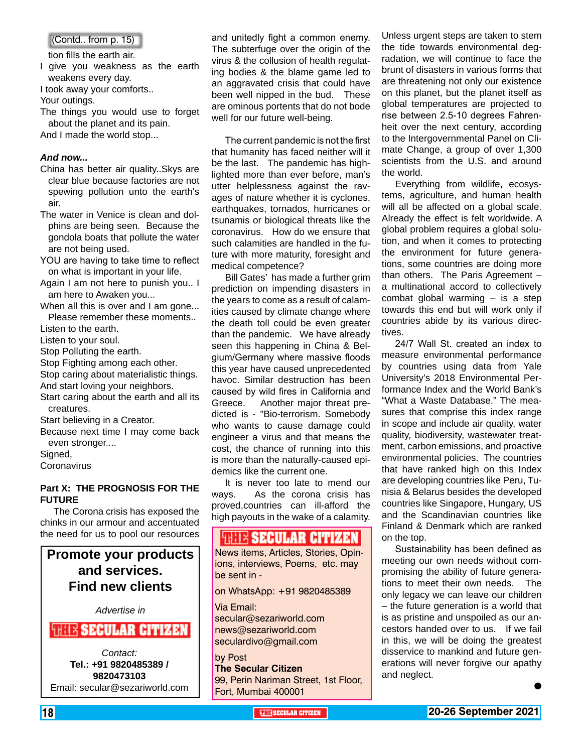(Contd.. from p. 15)

tion fills the earth air.

I give you weakness as the earth weakens every day.

I took away your comforts..

Your outings.

The things you would use to forget about the planet and its pain.

And I made the world stop...

***And now...***

China has better air quality..Skys are clear blue because factories are not spewing pollution unto the earth's air.

The water in Venice is clean and dolphins are being seen. Because the gondola boats that pollute the water are not being used.

YOU are having to take time to reflect on what is important in your life.

Again I am not here to punish you.. I am here to Awaken you...

When all this is over and I am gone... Please remember these moments..

Listen to the earth.

Listen to your soul.

Stop Polluting the earth.

Stop Fighting among each other.

Stop caring about materialistic things.

And start loving your neighbors.

Start caring about the earth and all its creatures.

Start believing in a Creator.

Because next time I may come back even stronger....

Signed,

Coronavirus

**Part X: THE PROGNOSIS FOR THE FUTURE**

The Corona crisis has exposed the chinks in our armour and accentuated the need for us to pool our resources and unitedly fight a common enemy. The subterfuge over the origin of the virus & the collusion of health regulating bodies & the blame game led to an aggravated crisis that could have been well nipped in the bud. These are ominous portents that do not bode well for our future well-being.

The current pandemic is not the first that humanity has faced neither will it be the last. The pandemic has highlighted more than ever before, man's utter helplessness against the ravages of nature whether it is cyclones, earthquakes, tornados, hurricanes or tsunamis or biological threats like the coronavirus. How do we ensure that such calamities are handled in the future with more maturity, foresight and medical competence?

Bill Gates' has made a further grim prediction on impending disasters in the years to come as a result of calamities caused by climate change where the death toll could be even greater than the pandemic. We have already seen this happening in China & Belgium/Germany where massive floods this year have caused unprecedented havoc. Similar destruction has been caused by wild fires in California and Greece. Another major threat predicted is - "Bio-terrorism. Somebody who wants to cause damage could engineer a virus and that means the cost, the chance of running into this is more than the naturally-caused epidemics like the current one.

It is never too late to mend our ways. As the corona crisis has proved,countries can ill-afford the high payouts in the wake of a calamity.

Unless urgent steps are taken to stem the tide towards environmental degradation, we will continue to face the brunt of disasters in various forms that are threatening not only our existence on this planet, but the planet itself as global temperatures are projected to rise between 2.5-10 degrees Fahrenheit over the next century, according to the Intergovernmental Panel on Climate Change, a group of over 1,300 scientists from the U.S. and around the world.

Everything from wildlife, ecosystems, agriculture, and human health will all be affected on a global scale. Already the effect is felt worldwide. A global problem requires a global solution, and when it comes to protecting the environment for future generations, some countries are doing more than others. The Paris Agreement – a multinational accord to collectively combat global warming – is a step towards this end but will work only if countries abide by its various directives.

24/7 Wall St. created an index to measure environmental performance by countries using data from Yale University's 2018 Environmental Performance Index and the World Bank's "What a Waste Database." The measures that comprise this index range in scope and include air quality, water quality, biodiversity, wastewater treatment, carbon emissions, and proactive environmental policies. The countries that have ranked high on this Index are developing countries like Peru, Tunisia & Belarus besides the developed countries like Singapore, Hungary, US and the Scandinavian countries like Finland & Denmark which are ranked on the top.

Sustainability has been defined as meeting our own needs without compromising the ability of future generations to meet their own needs. The only legacy we can leave our children – the future generation is a world that is as pristine and unspoiled as our ancestors handed over to us. If we fail in this, we will be doing the greatest disservice to mankind and future generations will never forgive our apathy and neglect.

●

---

**Promote your products and services.**
**Find new clients**

*Advertise in*

**THE SECULAR CITIZEN**

*Contact:*
**Tel.: +91 9820485389 / 9820473103**
Email: secular@sezariworld.com

---

**THE SECULAR CITIZEN**

News items, Articles, Stories, Opinions, interviews, Poems, etc. may be sent in -

on WhatsApp: +91 9820485389

Via Email:
secular@sezariworld.com
news@sezariworld.com
seculardivo@gmail.com

by Post
**The Secular Citizen**
99, Perin Nariman Street, 1st Floor, Fort, Mumbai 400001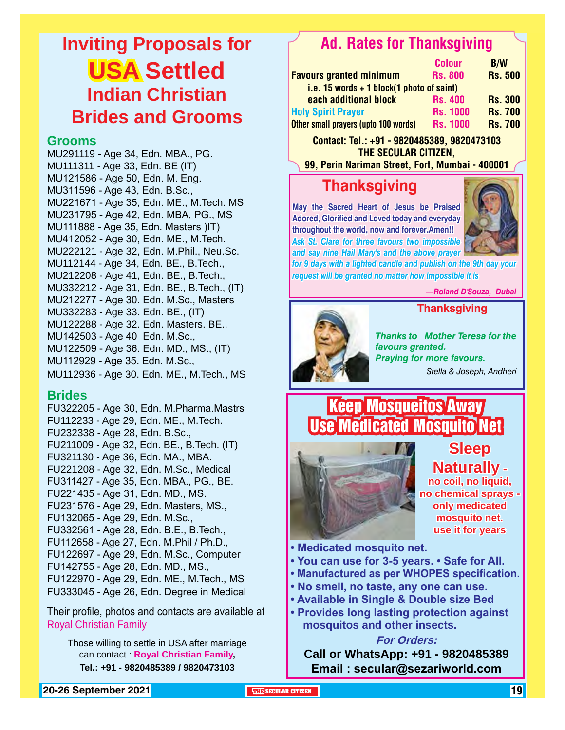# Inviting Proposals for USA Settled Indian Christian Brides and Grooms

## Grooms

MU291119 - Age 34, Edn. MBA., PG.
MU111311 - Age 33, Edn. BE (IT)
MU121586 - Age 50, Edn. M. Eng.
MU311596 - Age 43, Edn. B.Sc.,
MU221671 - Age 35, Edn. ME., M.Tech. MS
MU231795 - Age 42, Edn. MBA, PG., MS
MU111888 - Age 35, Edn. Masters )IT)
MU412052 - Age 30, Edn. ME., M.Tech.
MU222121 - Age 32, Edn. M.Phil., Neu.Sc.
MU112144 - Age 34, Edn. BE., B.Tech.,
MU212208 - Age 41, Edn. BE., B.Tech.,
MU332212 - Age 31, Edn. BE., B.Tech., (IT)
MU212277 - Age 30. Edn. M.Sc., Masters
MU332283 - Age 33. Edn. BE., (IT)
MU122288 - Age 32. Edn. Masters. BE.,
MU142503 - Age 40 Edn. M.Sc.,
MU122509 - Age 36. Edn. MD., MS., (IT)
MU112929 - Age 35. Edn. M.Sc.,
MU112936 - Age 30. Edn. ME., M.Tech., MS

## Brides

FU322205 - Age 30, Edn. M.Pharma.Mastrs
FU112233 - Age 29, Edn. ME., M.Tech.
FU232338 - Age 28, Edn. B.Sc.,
FU211009 - Age 32, Edn. BE., B.Tech. (IT)
FU321130 - Age 36, Edn. MA., MBA.
FU221208 - Age 32, Edn. M.Sc., Medical
FU311427 - Age 35, Edn. MBA., PG., BE.
FU221435 - Age 31, Edn. MD., MS.
FU231576 - Age 29, Edn. Masters, MS.,
FU132065 - Age 29, Edn. M.Sc.,
FU332561 - Age 28, Edn. B.E., B.Tech.,
FU112658 - Age 27, Edn. M.Phil / Ph.D.,
FU122697 - Age 29, Edn. M.Sc., Computer
FU142755 - Age 28, Edn. MD., MS.,
FU122970 - Age 29, Edn. ME., M.Tech., MS
FU333045 - Age 26, Edn. Degree in Medical

Their profile, photos and contacts are available at Royal Christian Family

Those willing to settle in USA after marriage can contact : **Royal Christian Family**, **Tel.: +91 - 9820485389 / 9820473103**

## Ad. Rates for Thanksgiving

| | Colour | B/W |
|---|---|---|
| Favours granted minimum | Rs. 800 | Rs. 500 |
| i.e. 15 words + 1 block(1 photo of saint) | | |
| each additional block | Rs. 400 | Rs. 300 |
| Holy Spirit Prayer | Rs. 1000 | Rs. 700 |
| Other small prayers (upto 100 words) | Rs. 1000 | Rs. 700 |

**Contact: Tel.: +91 - 9820485389, 9820473103**
**THE SECULAR CITIZEN,**
**99, Perin Nariman Street, Fort, Mumbai - 400001**

## Thanksgiving

May the Sacred Heart of Jesus be Praised Adored, Glorified and Loved today and everyday throughout the world, now and forever.Amen!!
*Ask St. Clare for three favours two impossible and say nine Hail Mary's and the above prayer for 9 days with a lighted candle and publish on the 9th day your request will be granted no matter how impossible it is*

*—Roland D'Souza, Dubai*

## Thanksgiving

*Thanks to Mother Teresa for the favours granted. Praying for more favours.*

*—Stella & Joseph, Andheri*

## Keep Mosqueitos Away Use Medicated Mosquito Net

**Sleep Naturally - no coil, no liquid, no chemical sprays - only medicated mosquito net. use it for years**

- Medicated mosquito net.
- You can use for 3-5 years. • Safe for All.
- Manufactured as per WHOPES specification.
- No smell, no taste, any one can use.
- Available in Single & Double size Bed
- Provides long lasting protection against mosquitos and other insects.

***For Orders:***
**Call or WhatsApp: +91 - 9820485389**
**Email : secular@sezariworld.com**

20-26 September 2021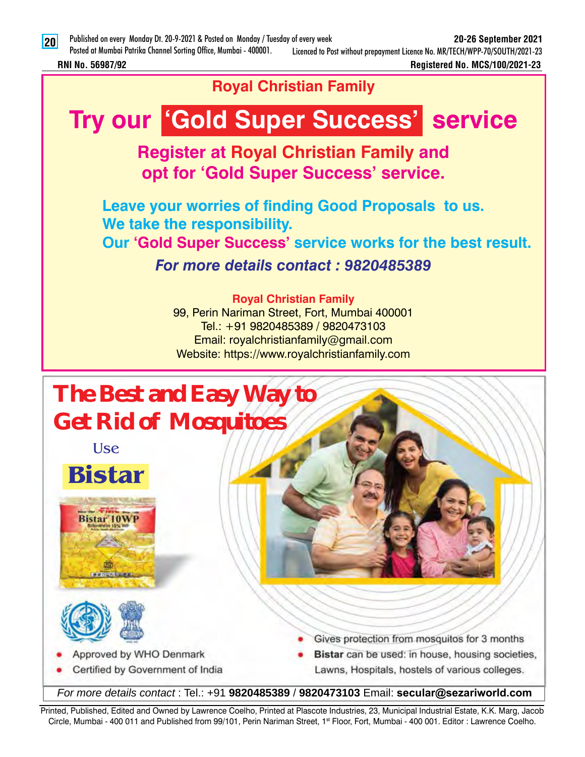# Royal Christian Family

## Try our 'Gold Super Success' service

**Register at Royal Christian Family and opt for 'Gold Super Success' service.**

**Leave your worries of finding Good Proposals to us.**
**We take the responsibility.**
**Our 'Gold Super Success' service works for the best result.**

***For more details contact : 9820485389***

**Royal Christian Family**
99, Perin Nariman Street, Fort, Mumbai 400001
Tel.: +91 9820485389 / 9820473103
Email: royalchristianfamily@gmail.com
Website: https://www.royalchristianfamily.com

## The Best and Easy Way to Get Rid of Mosquitoes

Use

**Bistar**

- Approved by WHO Denmark
- Certified by Government of India
- Gives protection from mosquitos for 3 months
- **Bistar** can be used: in house, housing societies, Lawns, Hospitals, hostels of various colleges.

*For more details contact* : Tel.: +91 **9820485389** / **9820473103** Email: **secular@sezariworld.com**

Printed, Published, Edited and Owned by Lawrence Coelho, Printed at Plascote Industries, 23, Municipal Industrial Estate, K.K. Marg, Jacob Circle, Mumbai - 400 011 and Published from 99/101, Perin Nariman Street, 1st Floor, Fort, Mumbai - 400 001. Editor : Lawrence Coelho.